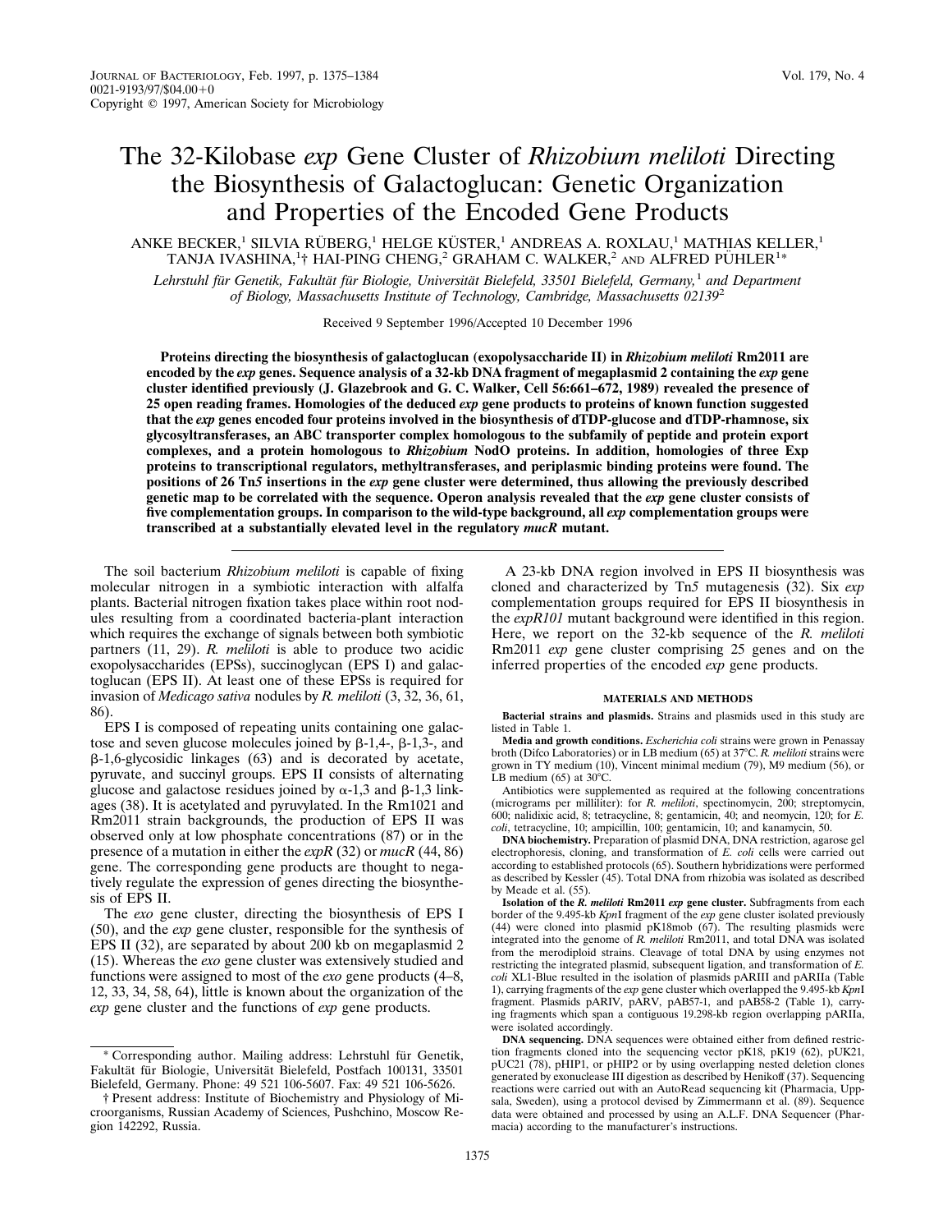# The 32-Kilobase *exp* Gene Cluster of *Rhizobium meliloti* Directing the Biosynthesis of Galactoglucan: Genetic Organization and Properties of the Encoded Gene Products

ANKE BECKER,[1] SILVIA RÜBERG,[1] HELGE KÜSTER,[1] ANDREAS A. ROXLAU,[1] MATHIAS KELLER,[1] TANJA IVASHINA,[1]† HAI-PING CHENG,[2] GRAHAM C. WALKER,[2] AND ALFRED PÜHLER[1]*

*Lehrstuhl für Genetik, Fakultät für Biologie, Universität Bielefeld, 33501 Bielefeld, Germany,[1] and Department of Biology, Massachusetts Institute of Technology, Cambridge, Massachusetts 02139[2]*

Received 9 September 1996/Accepted 10 December 1996

**Proteins directing the biosynthesis of galactoglucan (exopolysaccharide II) in *Rhizobium meliloti* Rm2011 are encoded by the *exp* genes. Sequence analysis of a 32-kb DNA fragment of megaplasmid 2 containing the *exp* gene cluster identified previously (J. Glazebrook and G. C. Walker, Cell 56:661–672, 1989) revealed the presence of 25 open reading frames. Homologies of the deduced *exp* gene products to proteins of known function suggested that the *exp* genes encoded four proteins involved in the biosynthesis of dTDP-glucose and dTDP-rhamnose, six glycosyltransferases, an ABC transporter complex homologous to the subfamily of peptide and protein export complexes, and a protein homologous to *Rhizobium* NodO proteins. In addition, homologies of three Exp proteins to transcriptional regulators, methyltransferases, and periplasmic binding proteins were found. The positions of 26 Tn*5* insertions in the *exp* gene cluster were determined, thus allowing the previously described genetic map to be correlated with the sequence. Operon analysis revealed that the *exp* gene cluster consists of five complementation groups. In comparison to the wild-type background, all *exp* complementation groups were transcribed at a substantially elevated level in the regulatory *mucR* mutant.**

The soil bacterium *Rhizobium meliloti* is capable of fixing molecular nitrogen in a symbiotic interaction with alfalfa plants. Bacterial nitrogen fixation takes place within root nodules resulting from a coordinated bacteria-plant interaction which requires the exchange of signals between both symbiotic partners (11, 29). *R. meliloti* is able to produce two acidic exopolysaccharides (EPSs), succinoglycan (EPS I) and galactoglucan (EPS II). At least one of these EPSs is required for invasion of *Medicago sativa* nodules by *R. meliloti* (3, 32, 36, 61, 86).

EPS I is composed of repeating units containing one galactose and seven glucose molecules joined by β-1,4-, β-1,3-, and β-1,6-glycosidic linkages (63) and is decorated by acetate, pyruvate, and succinyl groups. EPS II consists of alternating glucose and galactose residues joined by α-1,3 and β-1,3 linkages (38). It is acetylated and pyruvylated. In the Rm1021 and Rm2011 strain backgrounds, the production of EPS II was observed only at low phosphate concentrations (87) or in the presence of a mutation in either the *expR* (32) or *mucR* (44, 86) gene. The corresponding gene products are thought to negatively regulate the expression of genes directing the biosynthesis of EPS II.

The *exo* gene cluster, directing the biosynthesis of EPS I (50), and the *exp* gene cluster, responsible for the synthesis of EPS II (32), are separated by about 200 kb on megaplasmid 2 (15). Whereas the *exo* gene cluster was extensively studied and functions were assigned to most of the *exo* gene products (4–8, 12, 33, 34, 58, 64), little is known about the organization of the *exp* gene cluster and the functions of *exp* gene products.

A 23-kb DNA region involved in EPS II biosynthesis was cloned and characterized by Tn*5* mutagenesis (32). Six *exp* complementation groups required for EPS II biosynthesis in the *expR101* mutant background were identified in this region. Here, we report on the 32-kb sequence of the *R. meliloti* Rm2011 *exp* gene cluster comprising 25 genes and on the inferred properties of the encoded *exp* gene products.

## MATERIALS AND METHODS

**Bacterial strains and plasmids.** Strains and plasmids used in this study are listed in Table 1.

**Media and growth conditions.** *Escherichia coli* strains were grown in Penassay broth (Difco Laboratories) or in LB medium (65) at 37°C. *R. meliloti* strains were grown in TY medium (10), Vincent minimal medium (79), M9 medium (56), or LB medium (65) at 30°C.

Antibiotics were supplemented as required at the following concentrations (micrograms per milliliter): for *R. meliloti*, spectinomycin, 200; streptomycin, 600; nalidixic acid, 8; tetracycline, 8; gentamicin, 40; and neomycin, 120; for *E. coli*, tetracycline, 10; ampicillin, 100; gentamicin, 10; and kanamycin, 50.

**DNA biochemistry.** Preparation of plasmid DNA, DNA restriction, agarose gel electrophoresis, cloning, and transformation of *E. coli* cells were carried out according to established protocols (65). Southern hybridizations were performed as described by Kessler (45). Total DNA from rhizobia was isolated as described by Meade et al. (55).

**Isolation of the *R. meliloti* Rm2011 *exp* gene cluster.** Subfragments from each border of the 9.495-kb *Kpn*I fragment of the *exp* gene cluster isolated previously (44) were cloned into plasmid pK18mob (67). The resulting plasmids were integrated into the genome of *R. meliloti* Rm2011, and total DNA was isolated from the merodiploid strains. Cleavage of total DNA by using enzymes not restricting the integrated plasmid, subsequent ligation, and transformation of *E. coli* XL1-Blue resulted in the isolation of plasmids pARIII and pARIIa (Table 1), carrying fragments of the *exp* gene cluster which overlapped the 9.495-kb *Kpn*I fragment. Plasmids pARIV, pARV, pAB57-1, and pAB58-2 (Table 1), carrying fragments which span a contiguous 19.298-kb region overlapping pARIIa, were isolated accordingly.

**DNA sequencing.** DNA sequences were obtained either from defined restriction fragments cloned into the sequencing vector pK18, pK19 (62), pUK21, pUC21 (78), pHIP1, or pHIP2 or by using overlapping nested deletion clones generated by exonuclease III digestion as described by Henikoff (37). Sequencing reactions were carried out with an AutoRead sequencing kit (Pharmacia, Uppsala, Sweden), using a protocol devised by Zimmermann et al. (89). Sequence data were obtained and processed by using an A.L.F. DNA Sequencer (Pharmacia) according to the manufacturer's instructions.

---

\* Corresponding author. Mailing address: Lehrstuhl für Genetik, Fakultät für Biologie, Universität Bielefeld, Postfach 100131, 33501 Bielefeld, Germany. Phone: 49 521 106-5607. Fax: 49 521 106-5626.

† Present address: Institute of Biochemistry and Physiology of Microorganisms, Russian Academy of Sciences, Pushchino, Moscow Region 142292, Russia.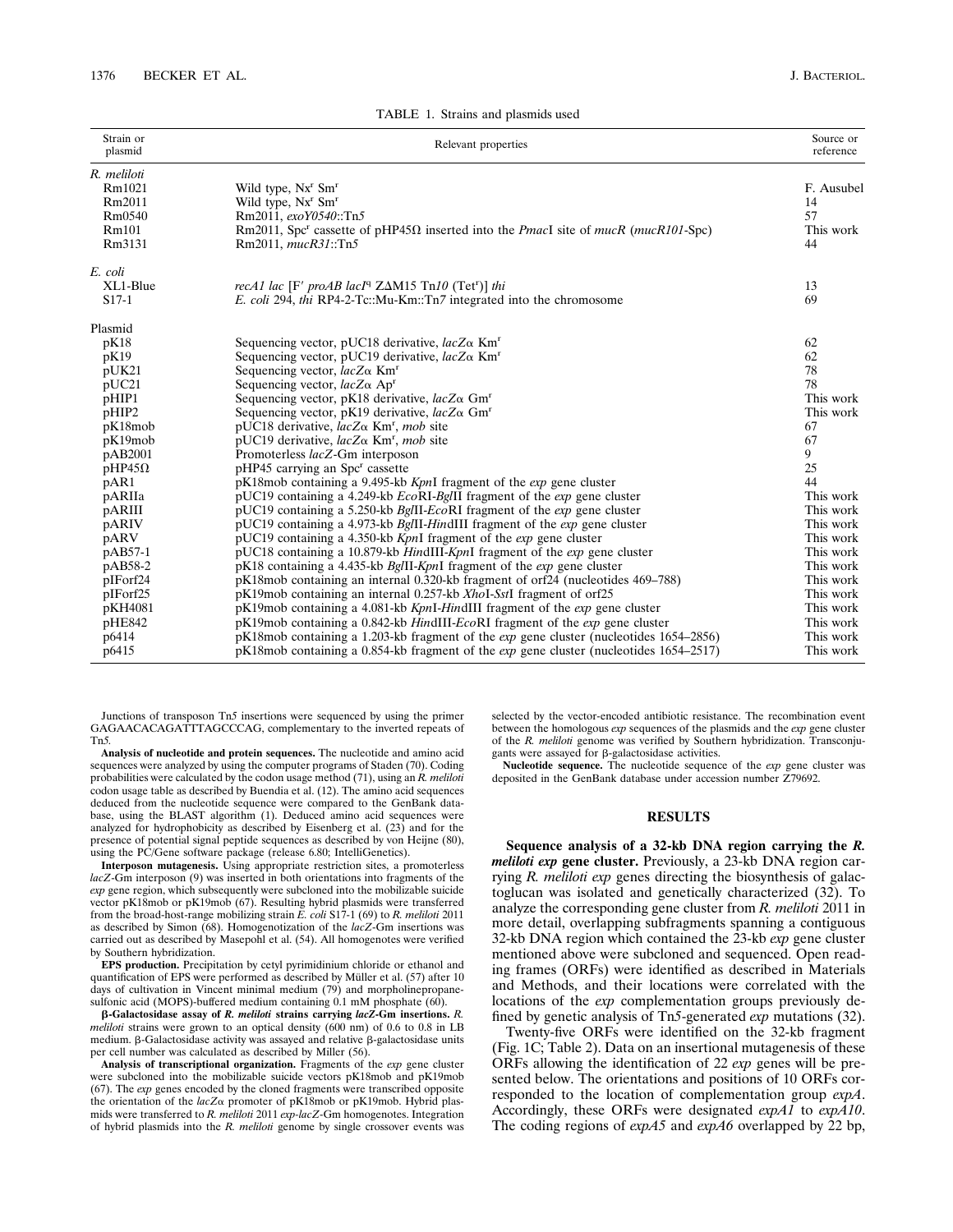TABLE 1. Strains and plasmids used

| Strain or plasmid | Relevant properties | Source or reference |
|---|---|---|
| *R. meliloti* | | |
| Rm1021 | Wild type, Nx$^r$ Sm$^r$ | F. Ausubel |
| Rm2011 | Wild type, Nx$^r$ Sm$^r$ | 14 |
| Rm0540 | Rm2011, *exoY0540*::Tn*5* | 57 |
| Rm101 | Rm2011, Spc$^r$ cassette of pHP45Ω inserted into the *Pmac*I site of *mucR* (*mucR101*-Spc) | This work |
| Rm3131 | Rm2011, *mucR31*::Tn*5* | 44 |
| *E. coli* | | |
| XL1-Blue | *recA1 lac* [F′ *proAB lacI*$^q$ ZΔM15 Tn*10* (Tet$^r$)] *thi* | 13 |
| S17-1 | *E. coli* 294, *thi* RP4-2-Tc::Mu-Km::Tn*7* integrated into the chromosome | 69 |
| Plasmid | | |
| pK18 | Sequencing vector, pUC18 derivative, *lacZ*α Km$^r$ | 62 |
| pK19 | Sequencing vector, pUC19 derivative, *lacZ*α Km$^r$ | 62 |
| pUK21 | Sequencing vector, *lacZ*α Km$^r$ | 78 |
| pUC21 | Sequencing vector, *lacZ*α Ap$^r$ | 78 |
| pHIP1 | Sequencing vector, pK18 derivative, *lacZ*α Gm$^r$ | This work |
| pHIP2 | Sequencing vector, pK19 derivative, *lacZ*α Gm$^r$ | This work |
| pK18mob | pUC18 derivative, *lacZ*α Km$^r$, *mob* site | 67 |
| pK19mob | pUC19 derivative, *lacZ*α Km$^r$, *mob* site | 67 |
| pAB2001 | Promoterless *lacZ*-Gm interposon | 9 |
| pHP45Ω | pHP45 carrying an Spc$^r$ cassette | 25 |
| pAR1 | pK18mob containing a 9.495-kb *Kpn*I fragment of the *exp* gene cluster | 44 |
| pARIIa | pUC19 containing a 4.249-kb *Eco*RI-*Bgl*II fragment of the *exp* gene cluster | This work |
| pARIII | pUC19 containing a 5.250-kb *Bgl*II-*Eco*RI fragment of the *exp* gene cluster | This work |
| pARIV | pUC19 containing a 4.973-kb *Bgl*II-*Hin*dIII fragment of the *exp* gene cluster | This work |
| pARV | pUC19 containing a 4.350-kb *Kpn*I fragment of the *exp* gene cluster | This work |
| pAB57-1 | pUC18 containing a 10.879-kb *Hin*dIII-*Kpn*I fragment of the *exp* gene cluster | This work |
| pAB58-2 | pK18 containing a 4.435-kb *Bgl*II-*Kpn*I fragment of the *exp* gene cluster | This work |
| pIForf24 | pK18mob containing an internal 0.320-kb fragment of orf24 (nucleotides 469–788) | This work |
| pIForf25 | pK19mob containing an internal 0.257-kb *Xho*I-*Sst*I fragment of orf25 | This work |
| pKH4081 | pK19mob containing a 4.081-kb *Kpn*I-*Hin*dIII fragment of the *exp* gene cluster | This work |
| pHE842 | pK19mob containing a 0.842-kb *Hin*dIII-*Eco*RI fragment of the *exp* gene cluster | This work |
| p6414 | pK18mob containing a 1.203-kb fragment of the *exp* gene cluster (nucleotides 1654–2856) | This work |
| p6415 | pK18mob containing a 0.854-kb fragment of the *exp* gene cluster (nucleotides 1654–2517) | This work |

Junctions of transposon Tn*5* insertions were sequenced by using the primer GAGAACACAGATTTAGCCCAG, complementary to the inverted repeats of Tn*5*.

**Analysis of nucleotide and protein sequences.** The nucleotide and amino acid sequences were analyzed by using the computer programs of Staden (70). Coding probabilities were calculated by the codon usage method (71), using an *R. meliloti* codon usage table as described by Buendia et al. (12). The amino acid sequences deduced from the nucleotide sequence were compared to the GenBank database, using the BLAST algorithm (1). Deduced amino acid sequences were analyzed for hydrophobicity as described by Eisenberg et al. (23) and for the presence of potential signal peptide sequences as described by von Heijne (80), using the PC/Gene software package (release 6.80; IntelliGenetics).

**Interposon mutagenesis.** Using appropriate restriction sites, a promoterless *lacZ*-Gm interposon (9) was inserted in both orientations into fragments of the *exp* gene region, which subsequently were subcloned into the mobilizable suicide vector pK18mob or pK19mob (67). Resulting hybrid plasmids were transferred from the broad-host-range mobilizing strain *E. coli* S17-1 (69) to *R. meliloti* 2011 as described by Simon (68). Homogenotization of the *lacZ*-Gm insertions was carried out as described by Masepohl et al. (54). All homogenotes were verified by Southern hybridization.

**EPS production.** Precipitation by cetyl pyrimidinium chloride or ethanol and quantification of EPS were performed as described by Müller et al. (57) after 10 days of cultivation in Vincent minimal medium (79) and morpholinepropanesulfonic acid (MOPS)-buffered medium containing 0.1 mM phosphate (60).

**β-Galactosidase assay of *R. meliloti* strains carrying *lacZ*-Gm insertions.** *R. meliloti* strains were grown to an optical density (600 nm) of 0.6 to 0.8 in LB medium. β-Galactosidase activity was assayed and relative β-galactosidase units per cell number was calculated as described by Miller (56).

**Analysis of transcriptional organization.** Fragments of the *exp* gene cluster were subcloned into the mobilizable suicide vectors pK18mob and pK19mob (67). The *exp* genes encoded by the cloned fragments were transcribed opposite the orientation of the *lacZ*α promoter of pK18mob or pK19mob. Hybrid plasmids were transferred to *R. meliloti* 2011 *exp*-*lacZ*-Gm homogenotes. Integration of hybrid plasmids into the *R. meliloti* genome by single crossover events was selected by the vector-encoded antibiotic resistance. The recombination event between the homologous *exp* sequences of the plasmids and the *exp* gene cluster of the *R. meliloti* genome was verified by Southern hybridization. Transconjugants were assayed for β-galactosidase activities.

**Nucleotide sequence.** The nucleotide sequence of the *exp* gene cluster was deposited in the GenBank database under accession number Z79692.

## RESULTS

**Sequence analysis of a 32-kb DNA region carrying the *R. meliloti exp* gene cluster.** Previously, a 23-kb DNA region carrying *R. meliloti exp* genes directing the biosynthesis of galactoglucan was isolated and genetically characterized (32). To analyze the corresponding gene cluster from *R. meliloti* 2011 in more detail, overlapping subfragments spanning a contiguous 32-kb DNA region which contained the 23-kb *exp* gene cluster mentioned above were subcloned and sequenced. Open reading frames (ORFs) were identified as described in Materials and Methods, and their locations were correlated with the locations of the *exp* complementation groups previously defined by genetic analysis of Tn*5*-generated *exp* mutations (32).

Twenty-five ORFs were identified on the 32-kb fragment (Fig. 1C; Table 2). Data on an insertional mutagenesis of these ORFs allowing the identification of 22 *exp* genes will be presented below. The orientations and positions of 10 ORFs corresponded to the location of complementation group *expA*. Accordingly, these ORFs were designated *expA1* to *expA10*. The coding regions of *expA5* and *expA6* overlapped by 22 bp,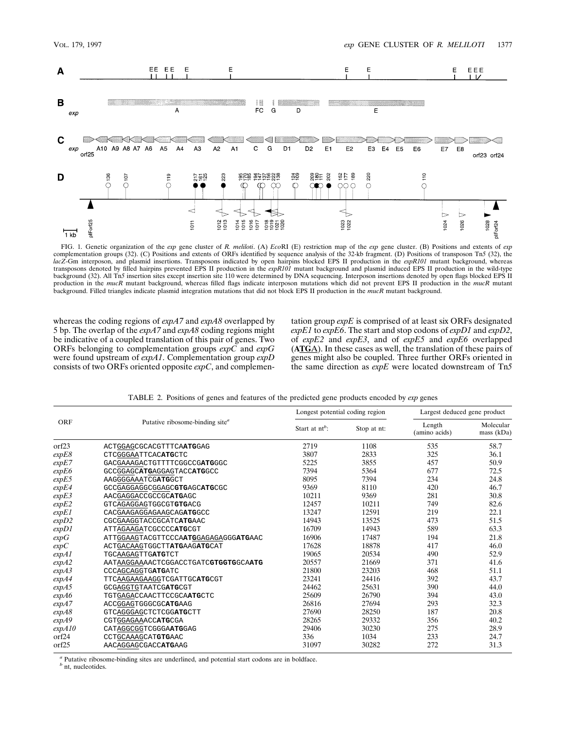FIG. 1. Genetic organization of the *exp* gene cluster of *R. meliloti*. (A) *Eco*RI (E) restriction map of the *exp* gene cluster. (B) Positions and extents of *exp* complementation groups (32). (C) Positions and extents of ORFs identified by sequence analysis of the 32-kb fragment. (D) Positions of transposon Tn*5* (32), the *lacZ*-Gm interposon, and plasmid insertions. Transposons indicated by open hairpins blocked EPS II production in the *expR101* mutant background, whereas transposons denoted by filled hairpins prevented EPS II production in the *expR101* mutant background and plasmid induced EPS II production in the wild-type background (32). All Tn*5* insertion sites except insertion site 110 were determined by DNA sequencing. Interposon insertions denoted by open flags blocked EPS II production in the *mucR* mutant background, whereas filled flags indicate interposon mutations which did not prevent EPS II production in the *mucR* mutant background. Filled triangles indicate plasmid integration mutations that did not block EPS II production in the *mucR* mutant background.

whereas the coding regions of *expA7* and *expA8* overlapped by 5 bp. The overlap of the *expA7* and *expA8* coding regions might be indicative of a coupled translation of this pair of genes. Two ORFs belonging to complementation groups *expC* and *expG* were found upstream of *expA1*. Complementation group *expD* consists of two ORFs oriented opposite *expC*, and complementation group *expE* is comprised of at least six ORFs designated *expE1* to *expE6*. The start and stop codons of *expD1* and *expD2*, of *expE2* and *expE3*, and of *expE5* and *expE6* overlapped (**ATGA**). In these cases as well, the translation of these pairs of genes might also be coupled. Three further ORFs oriented in the same direction as *expE* were located downstream of Tn*5*

TABLE 2. Positions of genes and features of the predicted gene products encoded by *exp* genes

| ORF | Putative ribosome-binding site[a] | Longest potential coding region | | Largest deduced gene product | |
|---|---|---|---|---|---|
| | | Start at nt[b]: | Stop at nt: | Length (amino acids) | Molecular mass (kDa) |
| orf23 | ACTGGAGCGCACGTTTCA**ATG**GAG | 2719 | 1108 | 535 | 58.7 |
| *expE8* | CTCGGGAATTCACA**TG**CTC | 3807 | 2833 | 325 | 36.1 |
| *expE7* | GACGAAAGACTGTTTTCGGCCG**ATG**GGC | 5225 | 3855 | 457 | 50.9 |
| *expE6* | GCCGGAGC**ATG**AGGAGTACC**ATG**GCC | 7394 | 5364 | 677 | 72.5 |
| *expE5* | AAGGGGAAATCG**ATG**GCT | 8095 | 7394 | 234 | 24.8 |
| *expE4* | GCCGAGGAGGCGGAGC**GTG**AGC**ATG**CGC | 9369 | 8110 | 420 | 46.7 |
| *expE3* | AACGAGGACCGCCGC**ATG**AGC | 10211 | 9369 | 281 | 30.8 |
| *expE2* | GTCAGAGGAGTGGCGT**GTG**ACG | 12457 | 10211 | 749 | 82.6 |
| *expE1* | CACGAAGAGGAGAAGCAG**ATG**GCC | 13247 | 12591 | 219 | 22.1 |
| *expD2* | CGCGAAGGTACCGCATC**ATG**AAC | 14943 | 13525 | 473 | 51.5 |
| *expD1* | ATTAGAAGATCGCCCC**ATG**CGT | 16709 | 14943 | 589 | 63.3 |
| *expG* | ATTGGAAGTACGTTCCCA**ATG**GAGAGAGGG**ATG**AAC | 16906 | 17487 | 194 | 21.8 |
| *expC* | ACTGACAAGTGGCTT**ATG**AAG**ATG**CAT | 17628 | 18878 | 417 | 46.0 |
| *expA1* | TGCAAGAGTTG**ATG**TCT | 19065 | 20534 | 490 | 52.9 |
| *expA2* | AATAAGGAAAACTCGGACCTGATC**GTGGTG**GCA**ATG** | 20557 | 21669 | 371 | 41.6 |
| *expA3* | CCCAGCAGGTG**ATG**ATC | 21800 | 23203 | 468 | 51.1 |
| *expA4* | TTCAAGAAGAAGGTCGATTGC**ATG**CGT | 23241 | 24416 | 392 | 43.7 |
| *expA5* | GCGAGGTGTAATCG**ATG**CGT | 24462 | 25631 | 390 | 44.0 |
| *expA6* | TGTGAGACCAACTTCCGCA**ATG**CTC | 25609 | 26790 | 394 | 43.0 |
| *expA7* | ACCGGAGTGGGCGC**ATG**AAG | 26816 | 27694 | 293 | 32.3 |
| *expA8* | GTCAGGGAGCTCTCGG**ATG**CTT | 27690 | 28250 | 187 | 20.8 |
| *expA9* | CGTGGAGAAACC**ATG**CGA | 28265 | 29332 | 356 | 40.2 |
| *expA10* | CATAGGCGGTCGGGA**ATG**GAG | 29406 | 30230 | 275 | 28.9 |
| orf24 | CCTGCAAAGCAT**GTG**AAC | 336 | 1034 | 233 | 24.7 |
| orf25 | AACAGGAGCGACC**ATG**AAG | 31097 | 30282 | 272 | 31.3 |

[a] Putative ribosome-binding sites are underlined, and potential start codons are in boldface.
[b] nt, nucleotides.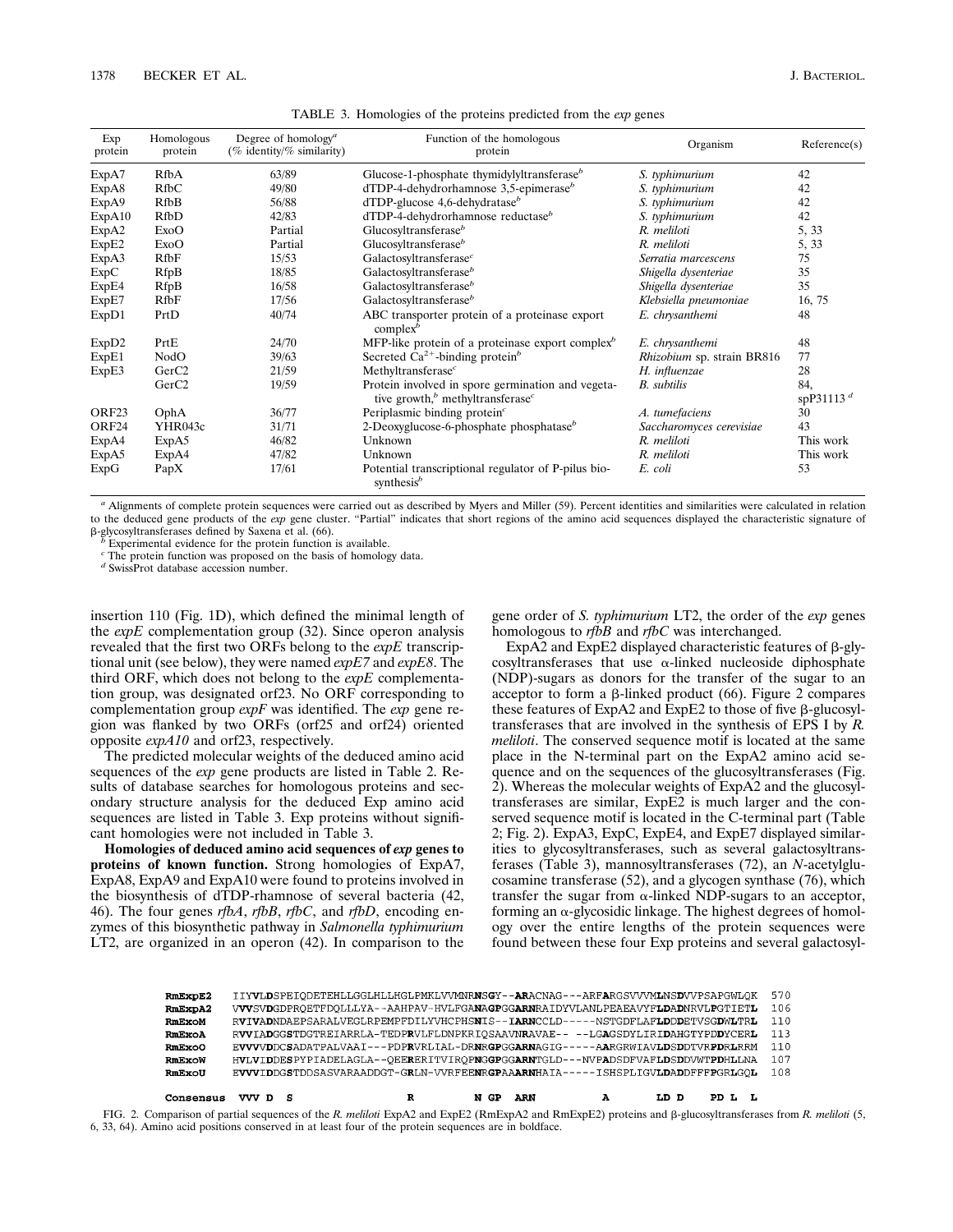TABLE 3. Homologies of the proteins predicted from the *exp* genes

| Exp protein | Homologous protein | Degree of homology[a] (% identity/% similarity) | Function of the homologous protein | Organism | Reference(s) |
|---|---|---|---|---|---|
| ExpA7 | RfbA | 63/89 | Glucose-1-phosphate thymidylyltransferase[b] | *S. typhimurium* | 42 |
| ExpA8 | RfbC | 49/80 | dTDP-4-dehydrorhamnose 3,5-epimerase[b] | *S. typhimurium* | 42 |
| ExpA9 | RfbB | 56/88 | dTDP-glucose 4,6-dehydratase[b] | *S. typhimurium* | 42 |
| ExpA10 | RfbD | 42/83 | dTDP-4-dehydrorhamnose reductase[b] | *S. typhimurium* | 42 |
| ExpA2 | ExoO | Partial | Glucosyltransferase[b] | *R. meliloti* | 5, 33 |
| ExpE2 | ExoO | Partial | Glucosyltransferase[b] | *R. meliloti* | 5, 33 |
| ExpA3 | RfbF | 15/53 | Galactosyltransferase[c] | *Serratia marcescens* | 75 |
| ExpC | RfpB | 18/85 | Galactosyltransferase[b] | *Shigella dysenteriae* | 35 |
| ExpE4 | RfpB | 16/58 | Galactosyltransferase[b] | *Shigella dysenteriae* | 35 |
| ExpE7 | RfbF | 17/56 | Galactosyltransferase[b] | *Klebsiella pneumoniae* | 16, 75 |
| ExpD1 | PrtD | 40/74 | ABC transporter protein of a proteinase export complex[b] | *E. chrysanthemi* | 48 |
| ExpD2 | PrtE | 24/70 | MFP-like protein of a proteinase export complex[b] | *E. chrysanthemi* | 48 |
| ExpE1 | NodO | 39/63 | Secreted $Ca^{2+}$-binding protein[b] | *Rhizobium* sp. strain BR816 | 77 |
| ExpE3 | GerC2 | 21/59 | Methyltransferase[c] | *H. influenzae* | 28 |
| | GerC2 | 19/59 | Protein involved in spore germination and vegetative growth,[b] methyltransferase[c] | *B. subtilis* | 84, spP31113[d] |
| ORF23 | OphA | 36/77 | Periplasmic binding protein[c] | *A. tumefaciens* | 30 |
| ORF24 | YHR043c | 31/71 | 2-Deoxyglucose-6-phosphate phosphatase[b] | *Saccharomyces cerevisiae* | 43 |
| ExpA4 | ExpA5 | 46/82 | Unknown | *R. meliloti* | This work |
| ExpA5 | ExpA4 | 47/82 | Unknown | *R. meliloti* | This work |
| ExpG | PapX | 17/61 | Potential transcriptional regulator of P-pilus biosynthesis[b] | *E. coli* | 53 |

[a] Alignments of complete protein sequences were carried out as described by Myers and Miller (59). Percent identities and similarities were calculated in relation to the deduced gene products of the *exp* gene cluster. "Partial" indicates that short regions of the amino acid sequences displayed the characteristic signature of β-glycosyltransferases defined by Saxena et al. (66).

[b] Experimental evidence for the protein function is available.

[c] The protein function was proposed on the basis of homology data.

[d] SwissProt database accession number.

insertion 110 (Fig. 1D), which defined the minimal length of the *expE* complementation group (32). Since operon analysis revealed that the first two ORFs belong to the *expE* transcriptional unit (see below), they were named *expE7* and *expE8*. The third ORF, which does not belong to the *expE* complementation group, was designated orf23. No ORF corresponding to complementation group *expF* was identified. The *exp* gene region was flanked by two ORFs (orf25 and orf24) oriented opposite *expA10* and orf23, respectively.

The predicted molecular weights of the deduced amino acid sequences of the *exp* gene products are listed in Table 2. Results of database searches for homologous proteins and secondary structure analysis for the deduced Exp amino acid sequences are listed in Table 3. Exp proteins without significant homologies were not included in Table 3.

**Homologies of deduced amino acid sequences of *exp* genes to proteins of known function.** Strong homologies of ExpA7, ExpA8, ExpA9 and ExpA10 were found to proteins involved in the biosynthesis of dTDP-rhamnose of several bacteria (42, 46). The four genes *rfbA*, *rfbB*, *rfbC*, and *rfbD*, encoding enzymes of this biosynthetic pathway in *Salmonella typhimurium* LT2, are organized in an operon (42). In comparison to the gene order of *S. typhimurium* LT2, the order of the *exp* genes homologous to *rfbB* and *rfbC* was interchanged.

ExpA2 and ExpE2 displayed characteristic features of β-glycosyltransferases that use α-linked nucleoside diphosphate (NDP)-sugars as donors for the transfer of the sugar to an acceptor to form a β-linked product (66). Figure 2 compares these features of ExpA2 and ExpE2 to those of five β-glucosyltransferases that are involved in the synthesis of EPS I by *R. meliloti*. The conserved sequence motif is located at the same place in the N-terminal part on the ExpA2 amino acid sequence and on the sequences of the glucosyltransferases (Fig. 2). Whereas the molecular weights of ExpA2 and the glucosyltransferases are similar, ExpE2 is much larger and the conserved sequence motif is located in the C-terminal part (Table 2; Fig. 2). ExpA3, ExpC, ExpE4, and ExpE7 displayed similarities to glycosyltransferases, such as several galactosyltransferases (Table 3), mannosyltransferases (72), an *N*-acetylglucosamine transferase (52), and a glycogen synthase (76), which transfer the sugar from α-linked NDP-sugars to an acceptor, forming an α-glycosidic linkage. The highest degrees of homology over the entire lengths of the protein sequences were found between these four Exp proteins and several galactosyl-

```
RmExpE2    IIYVLDSPEIQDETEHLLGGLHLLHGLPMKLVVMNRNSGY--ARACNAG---ARFARGSVVVMLNSDVVPSAPGWLQK  570
RmExpA2    VVVSVDGDPRQETFDQLLLYA--AAHPAV-HVLFGANAGPGGARNRAIDVLANLPEAEAVYFLDADNRVLPGTIETL  106
RmExoM     RVIVADNDAEPSARALVEGLRPEMPFDILYVHCPHSNIS--IARNCCLD-----NSTGDFLAFLDDDETVSGDWLTRL  110
RmExoA     RVVIADGGSTDGTREIARRLA-TEDPRVLFLDNPKRIQSAAVNRAVAE-- --LGAGSDYLIRIDAHGTYPDDYCERL  113
RmExoO     EVVVVDDCSADATPALVAAI---PDPRVRLIAL-DRNRGPGGARNAGIG-----AARGRWIAVLDSDDTVRPDRLRRM  110
RmExoW     HVLVIDDESPYPIADELAGLA--QEERERITVIRQPNGGPGGARNTGLD---NVPADSDFVAFLDSDDVWTPDHLLNA  107
RmExoU     EVVVIDDGSTDDSASVARAADDGT-GRLN-VVRFEENRGPAAARNHAIA-----ISHSPLIGVLDADDFFFPGRLGQL  108

Consensus  VVV D  S                    R          N GP  ARN          A        LD D     PD L  L
```

FIG. 2. Comparison of partial sequences of the *R. meliloti* ExpA2 and ExpE2 (RmExpA2 and RmExpE2) proteins and β-glucosyltransferases from *R. meliloti* (5, 6, 33, 64). Amino acid positions conserved in at least four of the protein sequences are in boldface.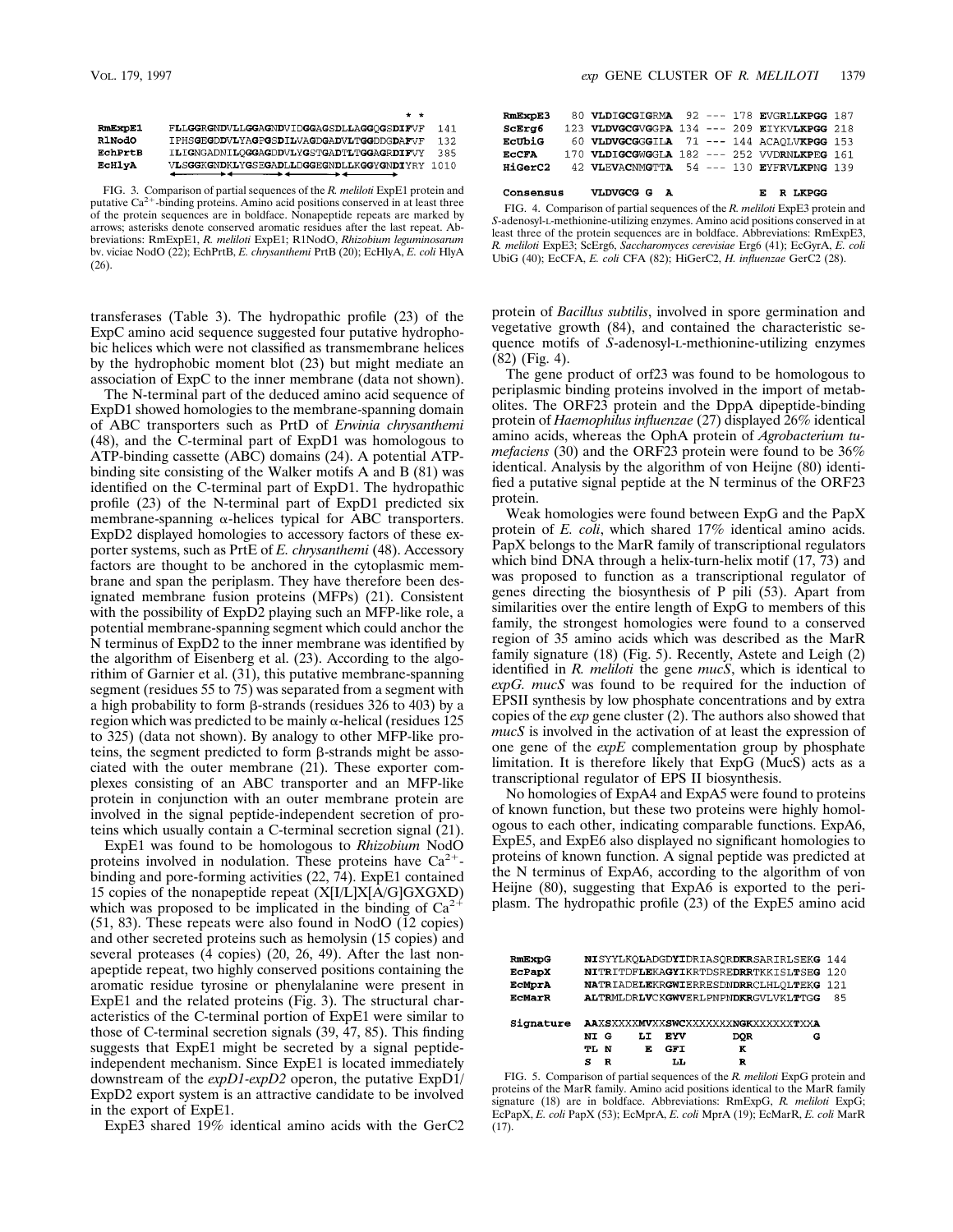```
                                                   * *
RmExpE1   FLLGGRGNDVLLGGAGNDVIDGGAGSDLLAGGQGSDIFVF   141
RlNodO    IPHSGEGDDVLYAGPGSDILVAGDGADVLTGGDDGDAFVF   132
EchPrtB   ILIGNGADNILQGGAGDDVLYGSTGADTLTGGAGRDIFVY   385
EcHlyA    VLSGGKGNDKLYGSEGADLLDGGEGNDLLKGGYGNDIYRY  1010
```

FIG. 3. Comparison of partial sequences of the *R. meliloti* ExpE1 protein and putative $Ca^{2+}$-binding proteins. Amino acid positions conserved in at least three of the protein sequences are in boldface. Nonapeptide repeats are marked by arrows; asterisks denote conserved aromatic residues after the last repeat. Abbreviations: RmExpE1, *R. meliloti* ExpE1; RlNodO, *Rhizobium leguminosarum* bv. viciae NodO (22); EchPrtB, *E. chrysanthemi* PrtB (20); EcHlyA, *E. coli* HlyA (26).

```
RmExpE3    80 VLDIGCGIGRMA  92 --- 178 EVGRLLKPGG 187
ScErg6    123 VLDVGCGVGGPA 134 --- 209 EIYKVLKPGG 218
EcUbiG     60 VLDVGCGGGILA  71 --- 144 ACAQLVKPGG 153
EcCFA     170 VLDIGCGWGGLA 182 --- 252 VVDRNLKPEG 161
HiGerC2    42 VLEVACNMGTTA  54 --- 130 EYFRVLKPNG 139

Consensus     VLDVGCG G  A              E  R LKPGG
```

FIG. 4. Comparison of partial sequences of the *R. meliloti* ExpE3 protein and *S*-adenosyl-L-methionine-utilizing enzymes. Amino acid positions conserved in at least three of the protein sequences are in boldface. Abbreviations: RmExpE3, *R. meliloti* ExpE3; ScErg6, *Saccharomyces cerevisiae* Erg6 (41); EcGyrA, *E. coli* UbiG (40); EcCFA, *E. coli* CFA (82); HiGerC2, *H. influenzae* GerC2 (28).

transferases (Table 3). The hydropathic profile (23) of the ExpC amino acid sequence suggested four putative hydrophobic helices which were not classified as transmembrane helices by the hydrophobic moment blot (23) but might mediate an association of ExpC to the inner membrane (data not shown).

The N-terminal part of the deduced amino acid sequence of ExpD1 showed homologies to the membrane-spanning domain of ABC transporters such as PrtD of *Erwinia chrysanthemi* (48), and the C-terminal part of ExpD1 was homologous to ATP-binding cassette (ABC) domains (24). A potential ATP-binding site consisting of the Walker motifs A and B (81) was identified on the C-terminal part of ExpD1. The hydropathic profile (23) of the N-terminal part of ExpD1 predicted six membrane-spanning α-helices typical for ABC transporters. ExpD2 displayed homologies to accessory factors of these exporter systems, such as PrtE of *E. chrysanthemi* (48). Accessory factors are thought to be anchored in the cytoplasmic membrane and span the periplasm. They have therefore been designated membrane fusion proteins (MFPs) (21). Consistent with the possibility of ExpD2 playing such an MFP-like role, a potential membrane-spanning segment which could anchor the N terminus of ExpD2 to the inner membrane was identified by the algorithm of Eisenberg et al. (23). According to the algorithm of Garnier et al. (31), this putative membrane-spanning segment (residues 55 to 75) was separated from a segment with a high probability to form β-strands (residues 326 to 403) by a region which was predicted to be mainly α-helical (residues 125 to 325) (data not shown). By analogy to other MFP-like proteins, the segment predicted to form β-strands might be associated with the outer membrane (21). These exporter complexes consisting of an ABC transporter and an MFP-like protein in conjunction with an outer membrane protein are involved in the signal peptide-independent secretion of proteins which usually contain a C-terminal secretion signal (21).

ExpE1 was found to be homologous to *Rhizobium* NodO proteins involved in nodulation. These proteins have $Ca^{2+}$-binding and pore-forming activities (22, 74). ExpE1 contained 15 copies of the nonapeptide repeat (X[I/L]X[A/G]GXGXD) which was proposed to be implicated in the binding of $Ca^{2+}$ (51, 83). These repeats were also found in NodO (12 copies) and other secreted proteins such as hemolysin (15 copies) and several proteases (4 copies) (20, 26, 49). After the last nonapeptide repeat, two highly conserved positions containing the aromatic residue tyrosine or phenylalanine were present in ExpE1 and the related proteins (Fig. 3). The structural characteristics of the C-terminal portion of ExpE1 were similar to those of C-terminal secretion signals (39, 47, 85). This finding suggests that ExpE1 might be secreted by a signal peptide-independent mechanism. Since ExpE1 is located immediately downstream of the *expD1-expD2* operon, the putative ExpD1/ExpD2 export system is an attractive candidate to be involved in the export of ExpE1.

ExpE3 shared 19% identical amino acids with the GerC2 protein of *Bacillus subtilis*, involved in spore germination and vegetative growth (84), and contained the characteristic sequence motifs of *S*-adenosyl-L-methionine-utilizing enzymes (82) (Fig. 4).

The gene product of orf23 was found to be homologous to periplasmic binding proteins involved in the import of metabolites. The ORF23 protein and the DppA dipeptide-binding protein of *Haemophilus influenzae* (27) displayed 26% identical amino acids, whereas the OphA protein of *Agrobacterium tumefaciens* (30) and the ORF23 protein were found to be 36% identical. Analysis by the algorithm of von Heijne (80) identified a putative signal peptide at the N terminus of the ORF23 protein.

Weak homologies were found between ExpG and the PapX protein of *E. coli*, which shared 17% identical amino acids. PapX belongs to the MarR family of transcriptional regulators which bind DNA through a helix-turn-helix motif (17, 73) and was proposed to function as a transcriptional regulator of genes directing the biosynthesis of P pili (53). Apart from similarities over the entire length of ExpG to members of this family, the strongest homologies were found to a conserved region of 35 amino acids which was described as the MarR family signature (18) (Fig. 5). Recently, Astete and Leigh (2) identified in *R. meliloti* the gene *mucS*, which is identical to *expG*. *mucS* was found to be required for the induction of EPSII synthesis by low phosphate concentrations and by extra copies of the *exp* gene cluster (2). The authors also showed that *mucS* is involved in the activation of at least the expression of one gene of the *expE* complementation group by phosphate limitation. It is therefore likely that ExpG (MucS) acts as a transcriptional regulator of EPS II biosynthesis.

No homologies of ExpA4 and ExpA5 were found to proteins of known function, but these two proteins were highly homologous to each other, indicating comparable functions. ExpA6, ExpE5, and ExpE6 also displayed no significant homologies to proteins of known function. A signal peptide was predicted at the N terminus of ExpA6, according to the algorithm of von Heijne (80), suggesting that ExpA6 is exported to the periplasm. The hydropathic profile (23) of the ExpE5 amino acid

```
RmExpG      NISYYLKQLADGDYIDRIASQRDKRSARIRLSEKG 144
EcPapX      NITRITDFLEKAGYIKRTDSREDRRTKKISLTSEG 120
EcMprA      NATRIADELEKRGWIERRESDNDRRCLHLQLTEKG 121
EcMarR      ALTRMLDRLVCKGWVERLPNPNDKRGVLVKLTTGG  85

Signature   AAXSXXXXMVXXSWCXXXXXXXNGKXXXXXXTXXA
            NI G    LI  EYV      DQR         G
            TL N     E  GFI       K
            S  R         LL       R
```

FIG. 5. Comparison of partial sequences of the *R. meliloti* ExpG protein and proteins of the MarR family. Amino acid positions identical to the MarR family signature (18) are in boldface. Abbreviations: RmExpG, *R. meliloti* ExpG; EcPapX, *E. coli* PapX (53); EcMprA, *E. coli* MprA (19); EcMarR, *E. coli* MarR (17).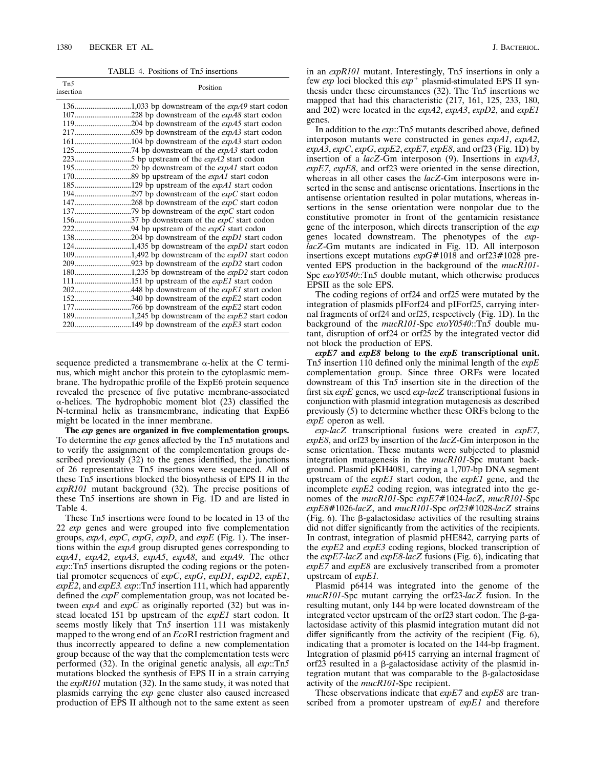TABLE 4. Positions of Tn*5* insertions

| Tn*5* insertion | Position |
|---|---|
| 136 | 1,033 bp downstream of the *expA9* start codon |
| 107 | 228 bp downstream of the *expA8* start codon |
| 119 | 204 bp downstream of the *expA5* start codon |
| 217 | 639 bp downstream of the *expA3* start codon |
| 161 | 104 bp downstream of the *expA3* start codon |
| 125 | 74 bp downstream of the *expA3* start codon |
| 223 | 5 bp upstream of the *expA2* start codon |
| 195 | 29 bp downstream of the *expA1* start codon |
| 170 | 89 bp upstream of the *expA1* start codon |
| 185 | 129 bp upstream of the *expA1* start codon |
| 194 | 297 bp downstream of the *expC* start codon |
| 147 | 268 bp downstream of the *expC* start codon |
| 137 | 79 bp downstream of the *expC* start codon |
| 156 | 37 bp downstream of the *expC* start codon |
| 222 | 94 bp upstream of the *expG* start codon |
| 138 | 204 bp downstream of the *expD1* start codon |
| 124 | 1,435 bp downstream of the *expD1* start codon |
| 109 | 1,492 bp downstream of the *expD1* start codon |
| 209 | 923 bp downstream of the *expD2* start codon |
| 180 | 1,235 bp downstream of the *expD2* start codon |
| 111 | 151 bp upstream of the *expE1* start codon |
| 202 | 448 bp downstream of the *expE1* start codon |
| 152 | 340 bp downstream of the *expE2* start codon |
| 177 | 766 bp downstream of the *expE2* start codon |
| 189 | 1,245 bp downstream of the *expE2* start codon |
| 220 | 149 bp downstream of the *expE3* start codon |

sequence predicted a transmembrane α-helix at the C terminus, which might anchor this protein to the cytoplasmic membrane. The hydropathic profile of the ExpE6 protein sequence revealed the presence of five putative membrane-associated α-helices. The hydrophobic moment blot (23) classified the N-terminal helix as transmembrane, indicating that ExpE6 might be located in the inner membrane.

**The *exp* genes are organized in five complementation groups.** To determine the *exp* genes affected by the Tn*5* mutations and to verify the assignment of the complementation groups described previously (32) to the genes identified, the junctions of 26 representative Tn*5* insertions were sequenced. All of these Tn*5* insertions blocked the biosynthesis of EPS II in the *expR101* mutant background (32). The precise positions of these Tn*5* insertions are shown in Fig. 1D and are listed in Table 4.

These Tn*5* insertions were found to be located in 13 of the 22 *exp* genes and were grouped into five complementation groups, *expA*, *expC*, *expG*, *expD*, and *expE* (Fig. 1). The insertions within the *expA* group disrupted genes corresponding to *expA1*, *expA2*, *expA3*, *expA5*, *expA8*, and *expA9*. The other *exp*::Tn*5* insertions disrupted the coding regions or the potential promoter sequences of *expC*, *expG*, *expD1*, *expD2*, *expE1*, *expE2*, and *expE3*. *exp*::Tn*5* insertion 111, which had apparently defined the *expF* complementation group, was not located between *expA* and *expC* as originally reported (32) but was instead located 151 bp upstream of the *expE1* start codon. It seems mostly likely that Tn*5* insertion 111 was mistakenly mapped to the wrong end of an *Eco*RI restriction fragment and thus incorrectly appeared to define a new complementation group because of the way that the complementation tests were performed (32). In the original genetic analysis, all *exp*::Tn*5* mutations blocked the synthesis of EPS II in a strain carrying the *expR101* mutation (32). In the same study, it was noted that plasmids carrying the *exp* gene cluster also caused increased production of EPS II although not to the same extent as seen in an *expR101* mutant. Interestingly, Tn*5* insertions in only a few *exp* loci blocked this *exp*$^+$ plasmid-stimulated EPS II synthesis under these circumstances (32). The Tn*5* insertions we mapped that had this characteristic (217, 161, 125, 233, 180, and 202) were located in the *expA2*, *expA3*, *expD2*, and *expE1* genes.

In addition to the *exp*::Tn*5* mutants described above, defined interposon mutants were constructed in genes *expA1*, *expA2*, *expA3*, *expC*, *expG*, *expE2*, *expE7*, *expE8*, and orf23 (Fig. 1D) by insertion of a *lacZ*-Gm interposon (9). Insertions in *expA3*, *expE7*, *expE8*, and orf23 were oriented in the sense direction, whereas in all other cases the *lacZ*-Gm interposons were inserted in the sense and antisense orientations. Insertions in the antisense orientation resulted in polar mutations, whereas insertions in the sense orientation were nonpolar due to the constitutive promoter in front of the gentamicin resistance gene of the interposon, which directs transcription of the *exp* genes located downstream. The phenotypes of the *exp-lacZ*-Gm mutants are indicated in Fig. 1D. All interposon insertions except mutations *expG*#1018 and orf23#1028 prevented EPS production in the background of the *mucR101*-Spc *exoY0540*::Tn*5* double mutant, which otherwise produces EPSII as the sole EPS.

The coding regions of orf24 and orf25 were mutated by the integration of plasmids pIForf24 and pIForf25, carrying internal fragments of orf24 and orf25, respectively (Fig. 1D). In the background of the *mucR101*-Spc *exoY0540*::Tn*5* double mutant, disruption of orf24 or orf25 by the integrated vector did not block the production of EPS.

***expE7* and *expE8* belong to the *expE* transcriptional unit.** Tn*5* insertion 110 defined only the minimal length of the *expE* complementation group. Since three ORFs were located downstream of this Tn*5* insertion site in the direction of the first six *expE* genes, we used *exp-lacZ* transcriptional fusions in conjunction with plasmid integration mutagenesis as described previously (5) to determine whether these ORFs belong to the *expE* operon as well.

*exp-lacZ* transcriptional fusions were created in *expE7*, *expE8*, and orf23 by insertion of the *lacZ*-Gm interposon in the sense orientation. These mutants were subjected to plasmid integration mutagenesis in the *mucR101*-Spc mutant background. Plasmid pKH4081, carrying a 1,707-bp DNA segment upstream of the *expE1* start codon, the *expE1* gene, and the incomplete *expE2* coding region, was integrated into the genomes of the *mucR101*-Spc *expE7*#1024-*lacZ*, *mucR101*-Spc *expE8*#1026-*lacZ*, and *mucR101*-Spc *orf23*#1028-*lacZ* strains (Fig. 6). The β-galactosidase activities of the resulting strains did not differ significantly from the activities of the recipients. In contrast, integration of plasmid pHE842, carrying parts of the *expE2* and *expE3* coding regions, blocked transcription of the *expE7-lacZ* and *expE8-lacZ* fusions (Fig. 6), indicating that *expE7* and *expE8* are exclusively transcribed from a promoter upstream of *expE1.*

Plasmid p6414 was integrated into the genome of the *mucR101*-Spc mutant carrying the orf23-*lacZ* fusion. In the resulting mutant, only 144 bp were located downstream of the integrated vector upstream of the orf23 start codon. The β-galactosidase activity of this plasmid integration mutant did not differ significantly from the activity of the recipient (Fig. 6), indicating that a promoter is located on the 144-bp fragment. Integration of plasmid p6415 carrying an internal fragment of orf23 resulted in a β-galactosidase activity of the plasmid integration mutant that was comparable to the β-galactosidase activity of the *mucR101*-Spc recipient.

These observations indicate that *expE7* and *expE8* are transcribed from a promoter upstream of *expE1* and therefore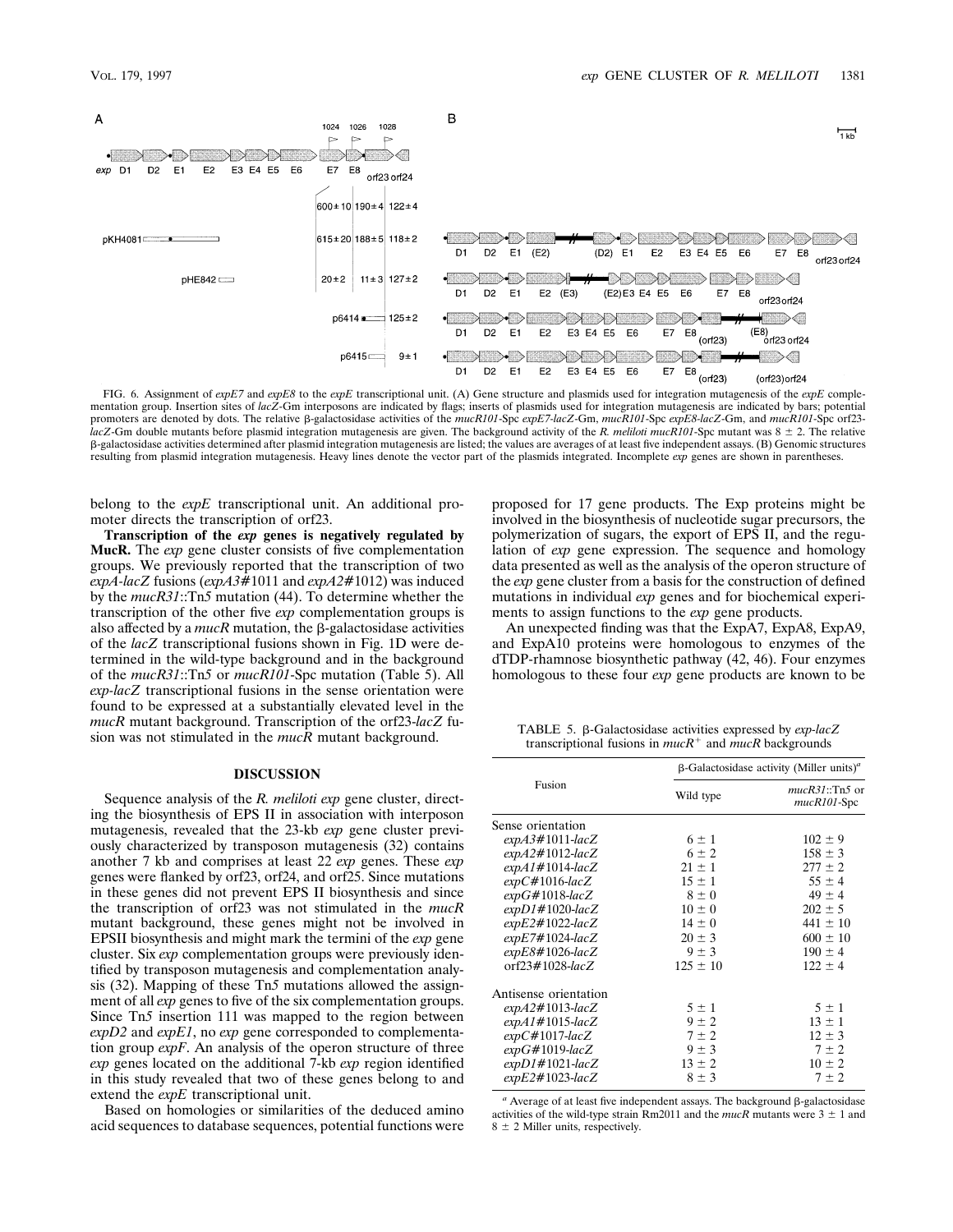FIG. 6. Assignment of *expE7* and *expE8* to the *expE* transcriptional unit. (A) Gene structure and plasmids used for integration mutagenesis of the *expE* complementation group. Insertion sites of *lacZ*-Gm interposons are indicated by flags; inserts of plasmids used for integration mutagenesis are indicated by bars; potential promoters are denoted by dots. The relative β-galactosidase activities of the *mucR101*-Spc *expE7-lacZ*-Gm, *mucR101*-Spc *expE8-lacZ*-Gm, and *mucR101*-Spc orf23-*lacZ*-Gm double mutants before plasmid integration mutagenesis are given. The background activity of the *R. meliloti mucR101*-Spc mutant was 8 ± 2. The relative β-galactosidase activities determined after plasmid integration mutagenesis are listed; the values are averages of at least five independent assays. (B) Genomic structures resulting from plasmid integration mutagenesis. Heavy lines denote the vector part of the plasmids integrated. Incomplete *exp* genes are shown in parentheses.

belong to the *expE* transcriptional unit. An additional promoter directs the transcription of orf23.

**Transcription of the *exp* genes is negatively regulated by MucR.** The *exp* gene cluster consists of five complementation groups. We previously reported that the transcription of two *expA-lacZ* fusions (*expA3*#1011 and *expA2*#1012) was induced by the *mucR31*::Tn*5* mutation (44). To determine whether the transcription of the other five *exp* complementation groups is also affected by a *mucR* mutation, the β-galactosidase activities of the *lacZ* transcriptional fusions shown in Fig. 1D were determined in the wild-type background and in the background of the *mucR31*::Tn*5* or *mucR101*-Spc mutation (Table 5). All *exp-lacZ* transcriptional fusions in the sense orientation were found to be expressed at a substantially elevated level in the *mucR* mutant background. Transcription of the orf23-*lacZ* fusion was not stimulated in the *mucR* mutant background.

## DISCUSSION

Sequence analysis of the *R. meliloti exp* gene cluster, directing the biosynthesis of EPS II in association with interposon mutagenesis, revealed that the 23-kb *exp* gene cluster previously characterized by transposon mutagenesis (32) contains another 7 kb and comprises at least 22 *exp* genes. These *exp* genes were flanked by orf23, orf24, and orf25. Since mutations in these genes did not prevent EPS II biosynthesis and since the transcription of orf23 was not stimulated in the *mucR* mutant background, these genes might not be involved in EPSII biosynthesis and might mark the termini of the *exp* gene cluster. Six *exp* complementation groups were previously identified by transposon mutagenesis and complementation analysis (32). Mapping of these Tn*5* mutations allowed the assignment of all *exp* genes to five of the six complementation groups. Since Tn*5* insertion 111 was mapped to the region between *expD2* and *expE1*, no *exp* gene corresponded to complementation group *expF*. An analysis of the operon structure of three *exp* genes located on the additional 7-kb *exp* region identified in this study revealed that two of these genes belong to and extend the *expE* transcriptional unit.

Based on homologies or similarities of the deduced amino acid sequences to database sequences, potential functions were proposed for 17 gene products. The Exp proteins might be involved in the biosynthesis of nucleotide sugar precursors, the polymerization of sugars, the export of EPS II, and the regulation of *exp* gene expression. The sequence and homology data presented as well as the analysis of the operon structure of the *exp* gene cluster from a basis for the construction of defined mutations in individual *exp* genes and for biochemical experiments to assign functions to the *exp* gene products.

An unexpected finding was that the ExpA7, ExpA8, ExpA9, and ExpA10 proteins were homologous to enzymes of the dTDP-rhamnose biosynthetic pathway (42, 46). Four enzymes homologous to these four *exp* gene products are known to be

TABLE 5. β-Galactosidase activities expressed by *exp-lacZ* transcriptional fusions in $mucR^+$ and *mucR* backgrounds

| Fusion | β-Galactosidase activity (Miller units)[a] | |
|---|---|---|
| | Wild type | *mucR31*::Tn*5* or *mucR101*-Spc |
| Sense orientation | | |
| *expA3*#1011-*lacZ* | 6 ± 1 | 102 ± 9 |
| *expA2*#1012-*lacZ* | 6 ± 2 | 158 ± 3 |
| *expA1*#1014-*lacZ* | 21 ± 1 | 277 ± 2 |
| *expC*#1016-*lacZ* | 15 ± 1 | 55 ± 4 |
| *expG*#1018-*lacZ* | 8 ± 0 | 49 ± 4 |
| *expD1*#1020-*lacZ* | 10 ± 0 | 202 ± 5 |
| *expE2*#1022-*lacZ* | 14 ± 0 | 441 ± 10 |
| *expE7*#1024-*lacZ* | 20 ± 3 | 600 ± 10 |
| *expE8*#1026-*lacZ* | 9 ± 3 | 190 ± 4 |
| orf23#1028-*lacZ* | 125 ± 10 | 122 ± 4 |
| Antisense orientation | | |
| *expA2*#1013-*lacZ* | 5 ± 1 | 5 ± 1 |
| *expA1*#1015-*lacZ* | 9 ± 2 | 13 ± 1 |
| *expC*#1017-*lacZ* | 7 ± 2 | 12 ± 3 |
| *expG*#1019-*lacZ* | 9 ± 3 | 7 ± 2 |
| *expD1*#1021-*lacZ* | 13 ± 2 | 10 ± 2 |
| *expE2*#1023-*lacZ* | 8 ± 3 | 7 ± 2 |

[a] Average of at least five independent assays. The background β-galactosidase activities of the wild-type strain Rm2011 and the *mucR* mutants were 3 ± 1 and 8 ± 2 Miller units, respectively.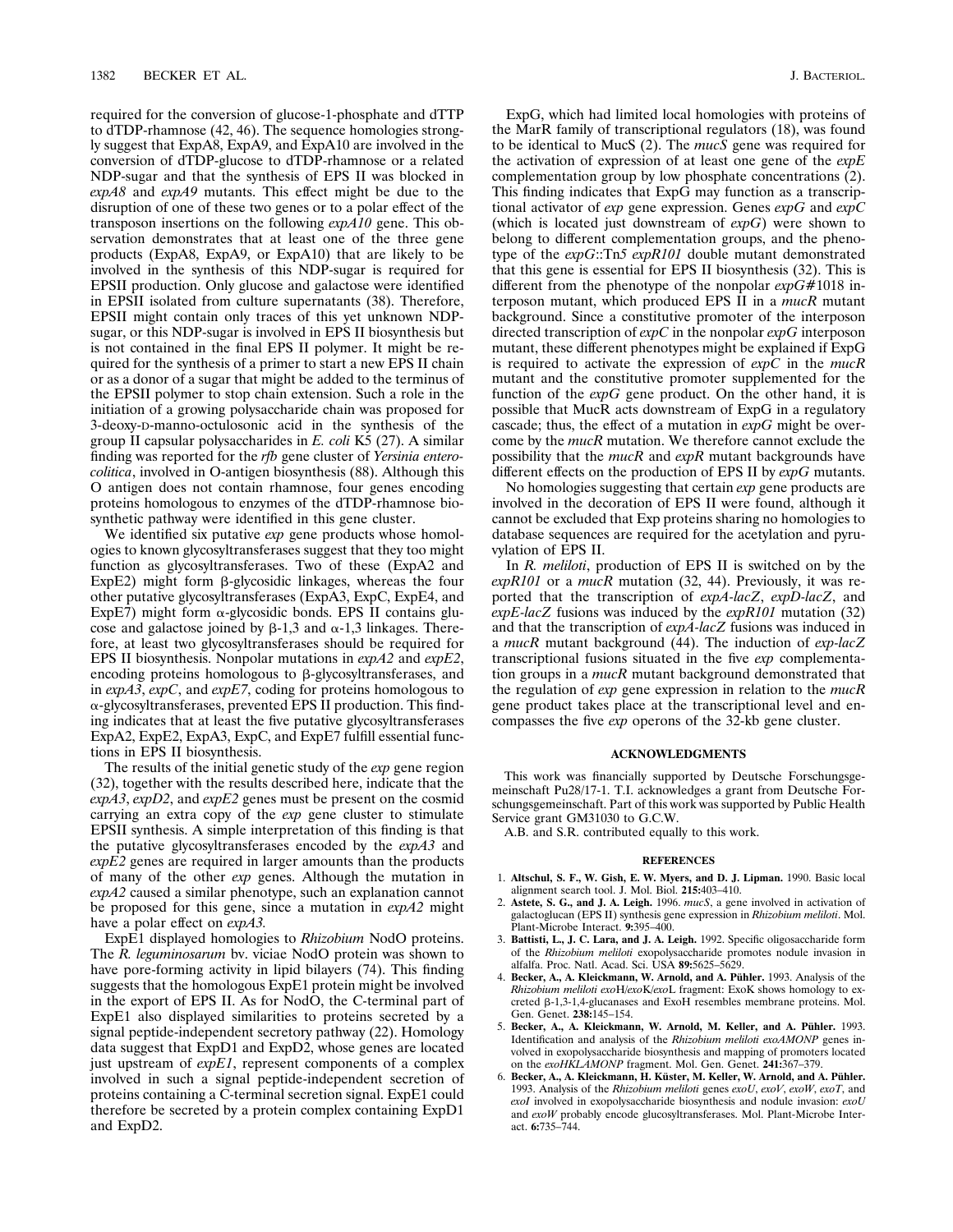required for the conversion of glucose-1-phosphate and dTTP to dTDP-rhamnose (42, 46). The sequence homologies strongly suggest that ExpA8, ExpA9, and ExpA10 are involved in the conversion of dTDP-glucose to dTDP-rhamnose or a related NDP-sugar and that the synthesis of EPS II was blocked in *expA8* and *expA9* mutants. This effect might be due to the disruption of one of these two genes or to a polar effect of the transposon insertions on the following *expA10* gene. This observation demonstrates that at least one of the three gene products (ExpA8, ExpA9, or ExpA10) that are likely to be involved in the synthesis of this NDP-sugar is required for EPSII production. Only glucose and galactose were identified in EPSII isolated from culture supernatants (38). Therefore, EPSII might contain only traces of this yet unknown NDP-sugar, or this NDP-sugar is involved in EPS II biosynthesis but is not contained in the final EPS II polymer. It might be required for the synthesis of a primer to start a new EPS II chain or as a donor of a sugar that might be added to the terminus of the EPSII polymer to stop chain extension. Such a role in the initiation of a growing polysaccharide chain was proposed for 3-deoxy-D-manno-octulosonic acid in the synthesis of the group II capsular polysaccharides in *E. coli* K5 (27). A similar finding was reported for the *rfb* gene cluster of *Yersinia enterocolitica*, involved in O-antigen biosynthesis (88). Although this O antigen does not contain rhamnose, four genes encoding proteins homologous to enzymes of the dTDP-rhamnose biosynthetic pathway were identified in this gene cluster.

We identified six putative *exp* gene products whose homologies to known glycosyltransferases suggest that they too might function as glycosyltransferases. Two of these (ExpA2 and ExpE2) might form β-glycosidic linkages, whereas the four other putative glycosyltransferases (ExpA3, ExpC, ExpE4, and ExpE7) might form α-glycosidic bonds. EPS II contains glucose and galactose joined by β-1,3 and α-1,3 linkages. Therefore, at least two glycosyltransferases should be required for EPS II biosynthesis. Nonpolar mutations in *expA2* and *expE2*, encoding proteins homologous to β-glycosyltransferases, and in *expA3*, *expC*, and *expE7*, coding for proteins homologous to α-glycosyltransferases, prevented EPS II production. This finding indicates that at least the five putative glycosyltransferases ExpA2, ExpE2, ExpA3, ExpC, and ExpE7 fulfill essential functions in EPS II biosynthesis.

The results of the initial genetic study of the *exp* gene region (32), together with the results described here, indicate that the *expA3*, *expD2*, and *expE2* genes must be present on the cosmid carrying an extra copy of the *exp* gene cluster to stimulate EPSII synthesis. A simple interpretation of this finding is that the putative glycosyltransferases encoded by the *expA3* and *expE2* genes are required in larger amounts than the products of many of the other *exp* genes. Although the mutation in *expA2* caused a similar phenotype, such an explanation cannot be proposed for this gene, since a mutation in *expA2* might have a polar effect on *expA3.*

ExpE1 displayed homologies to *Rhizobium* NodO proteins. The *R. leguminosarum* bv. viciae NodO protein was shown to have pore-forming activity in lipid bilayers (74). This finding suggests that the homologous ExpE1 protein might be involved in the export of EPS II. As for NodO, the C-terminal part of ExpE1 also displayed similarities to proteins secreted by a signal peptide-independent secretory pathway (22). Homology data suggest that ExpD1 and ExpD2, whose genes are located just upstream of *expE1*, represent components of a complex involved in such a signal peptide-independent secretion of proteins containing a C-terminal secretion signal. ExpE1 could therefore be secreted by a protein complex containing ExpD1 and ExpD2.

ExpG, which had limited local homologies with proteins of the MarR family of transcriptional regulators (18), was found to be identical to MucS (2). The *mucS* gene was required for the activation of expression of at least one gene of the *expE* complementation group by low phosphate concentrations (2). This finding indicates that ExpG may function as a transcriptional activator of *exp* gene expression. Genes *expG* and *expC* (which is located just downstream of *expG*) were shown to belong to different complementation groups, and the phenotype of the *expG*::Tn*5 expR101* double mutant demonstrated that this gene is essential for EPS II biosynthesis (32). This is different from the phenotype of the nonpolar *expG*#1018 interposon mutant, which produced EPS II in a *mucR* mutant background. Since a constitutive promoter of the interposon directed transcription of *expC* in the nonpolar *expG* interposon mutant, these different phenotypes might be explained if ExpG is required to activate the expression of *expC* in the *mucR* mutant and the constitutive promoter supplemented for the function of the *expG* gene product. On the other hand, it is possible that MucR acts downstream of ExpG in a regulatory cascade; thus, the effect of a mutation in *expG* might be overcome by the *mucR* mutation. We therefore cannot exclude the possibility that the *mucR* and *expR* mutant backgrounds have different effects on the production of EPS II by *expG* mutants.

No homologies suggesting that certain *exp* gene products are involved in the decoration of EPS II were found, although it cannot be excluded that Exp proteins sharing no homologies to database sequences are required for the acetylation and pyruvylation of EPS II.

In *R. meliloti*, production of EPS II is switched on by the *expR101* or a *mucR* mutation (32, 44). Previously, it was reported that the transcription of *expA-lacZ*, *expD-lacZ*, and *expE-lacZ* fusions was induced by the *expR101* mutation (32) and that the transcription of *expA-lacZ* fusions was induced in a *mucR* mutant background (44). The induction of *exp-lacZ* transcriptional fusions situated in the five *exp* complementation groups in a *mucR* mutant background demonstrated that the regulation of *exp* gene expression in relation to the *mucR* gene product takes place at the transcriptional level and encompasses the five *exp* operons of the 32-kb gene cluster.

## ACKNOWLEDGMENTS

This work was financially supported by Deutsche Forschungsgemeinschaft Pu28/17-1. T.I. acknowledges a grant from Deutsche Forschungsgemeinschaft. Part of this work was supported by Public Health Service grant GM31030 to G.C.W.

A.B. and S.R. contributed equally to this work.

## REFERENCES

1. **Altschul, S. F., W. Gish, E. W. Myers, and D. J. Lipman.** 1990. Basic local alignment search tool. J. Mol. Biol. **215:**403–410.
2. **Astete, S. G., and J. A. Leigh.** 1996. *mucS*, a gene involved in activation of galactoglucan (EPS II) synthesis gene expression in *Rhizobium meliloti*. Mol. Plant-Microbe Interact. **9:**395–400.
3. **Battisti, L., J. C. Lara, and J. A. Leigh.** 1992. Specific oligosaccharide form of the *Rhizobium meliloti* exopolysaccharide promotes nodule invasion in alfalfa. Proc. Natl. Acad. Sci. USA **89:**5625–5629.
4. **Becker, A., A. Kleickmann, W. Arnold, and A. Pühler.** 1993. Analysis of the *Rhizobium meliloti exo*H/*exo*K/*exo*L fragment: ExoK shows homology to excreted β-1,3-1,4-glucanases and ExoH resembles membrane proteins. Mol. Gen. Genet. **238:**145–154.
5. **Becker, A., A. Kleickmann, W. Arnold, M. Keller, and A. Pühler.** 1993. Identification and analysis of the *Rhizobium meliloti exoAMONP* genes involved in exopolysaccharide biosynthesis and mapping of promoters located on the *exoHKLAMONP* fragment. Mol. Gen. Genet. **241:**367–379.
6. **Becker, A., A. Kleickmann, H. Küster, M. Keller, W. Arnold, and A. Pühler.** 1993. Analysis of the *Rhizobium meliloti* genes *exoU*, *exoV*, *exoW*, *exoT*, and *exoI* involved in exopolysaccharide biosynthesis and nodule invasion: *exoU* and *exoW* probably encode glucosyltransferases. Mol. Plant-Microbe Interact. **6:**735–744.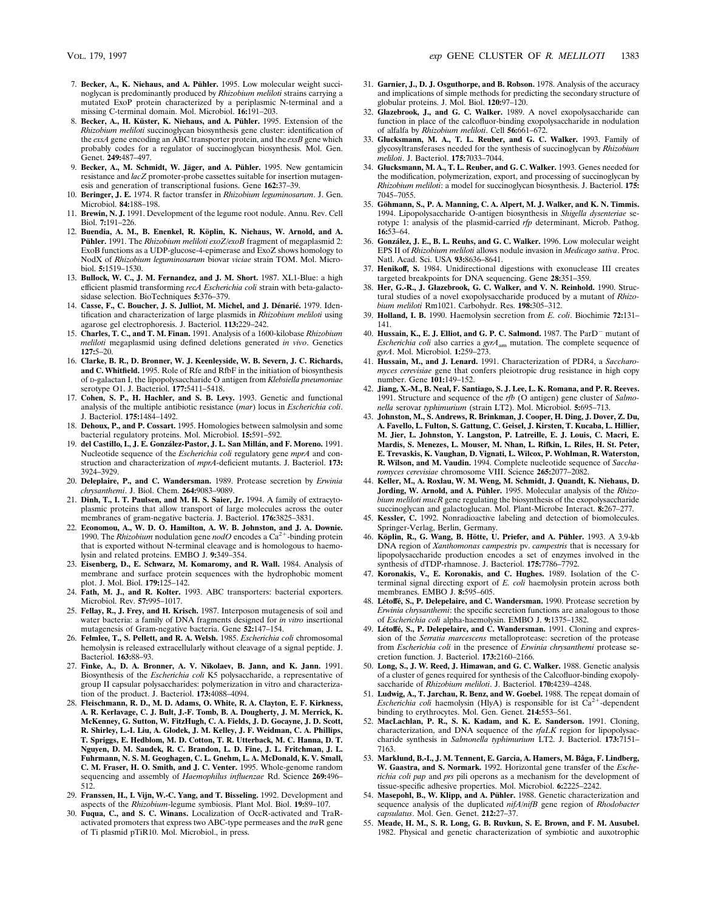7. **Becker, A., K. Niehaus, and A. Pühler.** 1995. Low molecular weight succinoglycan is predominantly produced by *Rhizobium meliloti* strains carrying a mutated ExoP protein characterized by a periplasmic N-terminal and a missing C-terminal domain. Mol. Microbiol. **16:**191–203.
8. **Becker, A., H. Küster, K. Niehaus, and A. Pühler.** 1995. Extension of the *Rhizobium meliloti* succinoglycan biosynthesis gene cluster: identification of the *exsA* gene encoding an ABC transporter protein, and the *exsB* gene which probably codes for a regulator of succinoglycan biosynthesis. Mol. Gen. Genet. **249:**487–497.
9. **Becker, A., M. Schmidt, W. Jäger, and A. Pühler.** 1995. New gentamicin resistance and *lacZ* promoter-probe cassettes suitable for insertion mutagenesis and generation of transcriptional fusions. Gene **162:**37–39.
10. **Beringer, J. E.** 1974. R factor transfer in *Rhizobium leguminosarum*. J. Gen. Microbiol. **84:**188–198.
11. **Brewin, N. J.** 1991. Development of the legume root nodule. Annu. Rev. Cell Biol. **7:**191–226.
12. **Buendia, A. M., B. Enenkel, R. Köplin, K. Niehaus, W. Arnold, and A. Pühler.** 1991. The *Rhizobium meliloti exoZ/exoB* fragment of megaplasmid 2: ExoB functions as a UDP-glucose-4-epimerase and ExoZ shows homology to NodX of *Rhizobium leguminosarum* biovar *viciae* strain TOM. Mol. Microbiol. **5:**1519–1530.
13. **Bullock, W. C., J. M. Fernandez, and J. M. Short.** 1987. XL1-Blue: a high efficient plasmid transforming *recA Escherichia coli* strain with beta-galactosidase selection. BioTechniques **5:**376–379.
14. **Casse, F., C. Boucher, J. S. Julliot, M. Michel, and J. Dénarié.** 1979. Identification and characterization of large plasmids in *Rhizobium meliloti* using agarose gel electrophoresis. J. Bacteriol. **113:**229–242.
15. **Charles, T. C., and T. M. Finan.** 1991. Analysis of a 1600-kilobase *Rhizobium meliloti* megaplasmid using defined deletions generated *in vivo*. Genetics **127:**5–20.
16. **Clarke, B. R., D. Bronner, W. J. Keenleyside, W. B. Severn, J. C. Richards, and C. Whitfield.** 1995. Role of Rfe and RfbF in the initiation of biosynthesis of D-galactan I, the lipopolysaccharide O antigen from *Klebsiella pneumoniae* serotype O1. J. Bacteriol. **177:**5411–5418.
17. **Cohen, S. P., H. Hachler, and S. B. Levy.** 1993. Genetic and functional analysis of the multiple antibiotic resistance (*mar*) locus in *Escherichia coli*. J. Bacteriol. **175:**1484–1492.
18. **Dehoux, P., and P. Cossart.** 1995. Homologies between salmolysin and some bacterial regulatory proteins. Mol. Microbiol. **15:**591–592.
19. **del Castillo, I., J. E. González-Pastor, J. L. San Millán, and F. Moreno.** 1991. Nucleotide sequence of the *Escherichia coli* regulatory gene *mprA* and construction and characterization of *mprA*-deficient mutants. J. Bacteriol. **173:** 3924–3929.
20. **Deleplaire, P., and C. Wandersman.** 1989. Protease secretion by *Erwinia chrysanthemi*. J. Biol. Chem. **264:**9083–9089.
21. **Dinh, T., I. T. Paulsen, and M. H. S. Saier, Jr.** 1994. A family of extracytoplasmic proteins that allow transport of large molecules across the outer membranes of gram-negative bacteria. J. Bacteriol. **176:**3825–3831.
22. **Economou, A., W. D. O. Hamilton, A. W. B. Johnston, and J. A. Downie.** 1990. The *Rhizobium* nodulation gene *nodO* encodes a $Ca^{2+}$-binding protein that is exported without N-terminal cleavage and is homologous to haemolysin and related proteins. EMBO J. **9:**349–354.
23. **Eisenberg, D., E. Schwarz, M. Komaromy, and R. Wall.** 1984. Analysis of membrane and surface protein sequences with the hydrophobic moment plot. J. Mol. Biol. **179:**125–142.
24. **Fath, M. J., and R. Kolter.** 1993. ABC transporters: bacterial exporters. Microbiol. Rev. **57:**995–1017.
25. **Fellay, R., J. Frey, and H. Krisch.** 1987. Interposon mutagenesis of soil and water bacteria: a family of DNA fragments designed for *in vitro* insertional mutagenesis of Gram-negative bacteria. Gene **52:**147–154.
26. **Felmlee, T., S. Pellett, and R. A. Welsh.** 1985. *Escherichia coli* chromosomal hemolysin is released extracellularly without cleavage of a signal peptide. J. Bacteriol. **163:**88–93.
27. **Finke, A., D. A. Bronner, A. V. Nikolaev, B. Jann, and K. Jann.** 1991. Biosynthesis of the *Escherichia coli* K5 polysaccharide, a representative of group II capsular polysaccharides: polymerization in vitro and characterization of the product. J. Bacteriol. **173:**4088–4094.
28. **Fleischmann, R. D., M. D. Adams, O. White, R. A. Clayton, E. F. Kirkness, A. R. Kerlavage, C. J. Bult, J.-F. Tomb, B. A. Dougherty, J. M. Merrick, K. McKenney, G. Sutton, W. FitzHugh, C. A. Fields, J. D. Gocayne, J. D. Scott, R. Shirley, L.-I. Liu, A. Glodek, J. M. Kelley, J. F. Weidman, C. A. Phillips, T. Spriggs, E. Hedblom, M. D. Cotton, T. R. Utterback, M. C. Hanna, D. T. Nguyen, D. M. Saudek, R. C. Brandon, L. D. Fine, J. L. Fritchman, J. L. Fuhrmann, N. S. M. Geoghagen, C. L. Gnehm, L. A. McDonald, K. V. Small, C. M. Fraser, H. O. Smith, and J. C. Venter.** 1995. Whole-genome random sequencing and assembly of *Haemophilus influenzae* Rd. Science **269:**496–512.
29. **Franssen, H., I. Vijn, W.-C. Yang, and T. Bisseling.** 1992. Development and aspects of the *Rhizobium*-legume symbiosis. Plant Mol. Biol. **19:**89–107.
30. **Fuqua, C., and S. C. Winans.** Localization of OccR-activated and TraR-activated promoters that express two ABC-type permeases and the *tra*R gene of Ti plasmid pTiR10. Mol. Microbiol., in press.
31. **Garnier, J., D. J. Osguthorpe, and B. Robson.** 1978. Analysis of the accuracy and implications of simple methods for predicting the secondary structure of globular proteins. J. Mol. Biol. **120:**97–120.
32. **Glazebrook, J., and G. C. Walker.** 1989. A novel exopolysaccharide can function in place of the calcofluor-binding exopolysaccharide in nodulation of alfalfa by *Rhizobium meliloti*. Cell **56:**661–672.
33. **Glucksmann, M. A., T. L. Reuber, and G. C. Walker.** 1993. Family of glycosyltransferases needed for the synthesis of succinoglycan by *Rhizobium meliloti*. J. Bacteriol. **175:**7033–7044.
34. **Glucksmann, M. A., T. L. Reuber, and G. C. Walker.** 1993. Genes needed for the modification, polymerization, export, and processing of succinoglycan by *Rhizobium meliloti*: a model for succinoglycan biosynthesis. J. Bacteriol. **175:** 7045–7055.
35. **Göhmann, S., P. A. Manning, C. A. Alpert, M. J. Walker, and K. N. Timmis.** 1994. Lipopolysaccharide O-antigen biosynthesis in *Shigella dysenteriae* serotype 1: analysis of the plasmid-carried *rfp* determinant. Microb. Pathog. **16:**53–64.
36. **González, J. E., B. L. Reuhs, and G. C. Walker.** 1996. Low molecular weight EPS II of *Rhizobium meliloti* allows nodule invasion in *Medicago sativa*. Proc. Natl. Acad. Sci. USA **93:**8636–8641.
37. **Henikoff, S.** 1984. Unidirectional digestions with exonuclease III creates targeted breakpoints for DNA sequencing. Gene **28:**351–359.
38. **Her, G.-R., J. Glazebrook, G. C. Walker, and V. N. Reinhold.** 1990. Structural studies of a novel exopolysaccharide produced by a mutant of *Rhizobium meliloti* Rm1021. Carbohydr. Res. **198:**305–312.
39. **Holland, I. B.** 1990. Haemolysin secretion from *E. coli*. Biochimie **72:**131–141.
40. **Hussain, K., E. J. Elliot, and G. P. C. Salmond.** 1987. The ParD$^-$ mutant of *Escherichia coli* also carries a $gyrA_{am}$ mutation. The complete sequence of *gyrA*. Mol. Microbiol. **1:**259–273.
41. **Hussain, M., and J. Lenard.** 1991. Characterization of PDR4, a *Saccharomyces cerevisiae* gene that confers pleiotropic drug resistance in high copy number. Gene **101:**149–152.
42. **Jiang, X.-M., B. Neal, F. Santiago, S. J. Lee, L. K. Romana, and P. R. Reeves.** 1991. Structure and sequence of the *rfb* (O antigen) gene cluster of *Salmonella* serovar *typhimurium* (strain LT2). Mol. Microbiol. **5:**695–713.
43. **Johnston, M., S. Andrews, R. Brinkman, J. Cooper, H. Ding, J. Dover, Z. Du, A. Favello, L. Fulton, S. Gattung, C. Geisel, J. Kirsten, T. Kucaba, L. Hillier, M. Jier, L. Johnston, Y. Langston, P. Latreille, E. J. Louis, C. Macri, E. Mardis, S. Menezes, L. Mouser, M. Nhan, L. Rifkin, L. Riles, H. St. Peter, E. Trevaskis, K. Vaughan, D. Vignati, L. Wilcox, P. Wohlman, R. Waterston, R. Wilson, and M. Vaudin.** 1994. Complete nucleotide sequence of *Saccharomyces cerevisiae* chromosome VIII. Science **265:**2077–2082.
44. **Keller, M., A. Roxlau, W. M. Weng, M. Schmidt, J. Quandt, K. Niehaus, D. Jording, W. Arnold, and A. Pühler.** 1995. Molecular analysis of the *Rhizobium meliloti mucR* gene regulating the biosynthesis of the exopolysaccharide succinoglycan and galactoglucan. Mol. Plant-Microbe Interact. **8:**267–277.
45. **Kessler, C.** 1992. Nonradioactive labeling and detection of biomolecules. Springer-Verlag, Berlin, Germany.
46. **Köplin, R., G. Wang, B. Hötte, U. Priefer, and A. Pühler.** 1993. A 3.9-kb DNA region of *Xanthomonas campestris* pv. *campestris* that is necessary for lipopolysaccharide production encodes a set of enzymes involved in the synthesis of dTDP-rhamnose. J. Bacteriol. **175:**7786–7792.
47. **Koronakis, V., E. Koronakis, and C. Hughes.** 1989. Isolation of the C-terminal signal directing export of *E. coli* haemolysin protein across both membranes. EMBO J. **8:**595–605.
48. **Létoffé, S., P. Delepelaire, and C. Wandersman.** 1990. Protease secretion by *Erwinia chrysanthemi*: the specific secretion functions are analogous to those of *Escherichia coli* alpha-haemolysin. EMBO J. **9:**1375–1382.
49. **Létoffé, S., P. Delepelaire, and C. Wandersman.** 1991. Cloning and expression of the *Serratia marcescens* metalloprotease: secretion of the protease from *Escherichia coli* in the presence of *Erwinia chrysanthemi* protease secretion function. J. Bacteriol. **173:**2160–2166.
50. **Long, S., J. W. Reed, J. Himawan, and G. C. Walker.** 1988. Genetic analysis of a cluster of genes required for synthesis of the Calcofluor-binding exopolysaccharide of *Rhizobium meliloti*. J. Bacteriol. **170:**4239–4248.
51. **Ludwig, A., T. Jarchau, R. Benz, and W. Goebel.** 1988. The repeat domain of *Escherichia coli* haemolysin (HlyA) is responsible for ist $Ca^{2+}$-dependent binding to erythrocytes. Mol. Gen. Genet. **214:**553–561.
52. **MacLachlan, P. R., S. K. Kadam, and K. E. Sanderson.** 1991. Cloning, characterization, and DNA sequence of the *rfaLK* region for lipopolysaccharide synthesis in *Salmonella typhimurium* LT2. J. Bacteriol. **173:**7151–7163.
53. **Marklund, B.-I., J. M. Tennent, E. Garcia, A. Hamers, M. Båga, F. Lindberg, W. Gaastra, and S. Normark.** 1992. Horizontal gene transfer of the *Escherichia coli pap* and *prs* pili operons as a mechanism for the development of tissue-specific adhesive properties. Mol. Microbiol. **6:**2225–2242.
54. **Masepohl, B., W. Klipp, and A. Pühler.** 1988. Genetic characterization and sequence analysis of the duplicated *nifA/nifB* gene region of *Rhodobacter capsulatus*. Mol. Gen. Genet. **212:**27–37.
55. **Meade, H. M., S. R. Long, G. B. Ruvkun, S. E. Brown, and F. M. Ausubel.** 1982. Physical and genetic characterization of symbiotic and auxotrophic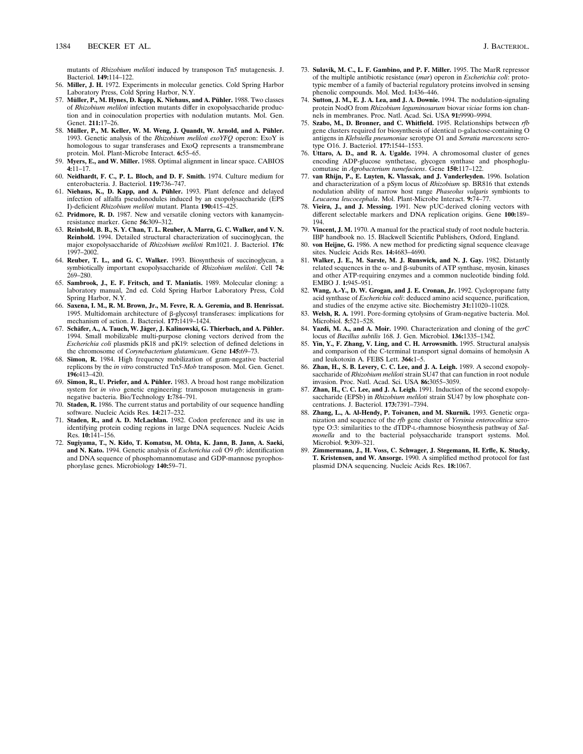mutants of *Rhizobium meliloti* induced by transposon Tn*5* mutagenesis. J. Bacteriol. **149:**114–122.

56. **Miller, J. H.** 1972. Experiments in molecular genetics. Cold Spring Harbor Laboratory Press, Cold Spring Harbor, N.Y.
57. **Müller, P., M. Hynes, D. Kapp, K. Niehaus, and A. Pühler.** 1988. Two classes of *Rhizobium meliloti* infection mutants differ in exopolysaccharide production and in coinoculation properties with nodulation mutants. Mol. Gen. Genet. **211:**17–26.
58. **Müller, P., M. Keller, W. M. Weng, J. Quandt, W. Arnold, and A. Pühler.** 1993. Genetic analysis of the *Rhizobium meliloti exoYFQ* operon: ExoY is homologous to sugar transferases and ExoQ represents a transmembrane protein. Mol. Plant-Microbe Interact. **6:**55–65.
59. **Myers, E., and W. Miller.** 1988. Optimal alignment in linear space. CABIOS **4:**11–17.
60. **Neidhardt, F. C., P. L. Bloch, and D. F. Smith.** 1974. Culture medium for enterobacteria. J. Bacteriol. **119:**736–747.
61. **Niehaus, K., D. Kapp, and A. Pühler.** 1993. Plant defence and delayed infection of alfalfa pseudonodules induced by an exopolysaccharide (EPS I)-deficient *Rhizobium meliloti* mutant. Planta **190:**415–425.
62. **Pridmore, R. D.** 1987. New and versatile cloning vectors with kanamycin-resistance marker. Gene **56:**309–312.
63. **Reinhold, B. B., S. Y. Chan, T. L. Reuber, A. Marra, G. C. Walker, and V. N. Reinhold.** 1994. Detailed structural characterization of succinoglycan, the major exopolysaccharide of *Rhizobium meliloti* Rm1021. J. Bacteriol. **176:** 1997–2002.
64. **Reuber, T. L., and G. C. Walker.** 1993. Biosynthesis of succinoglycan, a symbiotically important exopolysaccharide of *Rhizobium meliloti*. Cell **74:** 269–280.
65. **Sambrook, J., E. F. Fritsch, and T. Maniatis.** 1989. Molecular cloning: a laboratory manual, 2nd ed. Cold Spring Harbor Laboratory Press, Cold Spring Harbor, N.Y.
66. **Saxena, I. M., R. M. Brown, Jr., M. Fevre, R. A. Geremia, and B. Henrissat.** 1995. Multidomain architecture of β-glycosyl transferases: implications for mechanism of action. J. Bacteriol. **177:**1419–1424.
67. **Schäfer, A., A. Tauch, W. Jäger, J. Kalinowski, G. Thierbach, and A. Pühler.** 1994. Small mobilizable multi-purpose cloning vectors derived from the *Escherichia coli* plasmids pK18 and pK19: selection of defined deletions in the chromosome of *Corynebacterium glutamicum*. Gene **145:**69–73.
68. **Simon, R.** 1984. High frequency mobilization of gram-negative bacterial replicons by the *in vitro* constructed Tn*5*-*Mob* transposon. Mol. Gen. Genet. **196:**413–420.
69. **Simon, R., U. Priefer, and A. Pühler.** 1983. A broad host range mobilization system for *in vivo* genetic engineering: transposon mutagenesis in gram-negative bacteria. Bio/Technology **1:**784–791.
70. **Staden, R.** 1986. The current status and portability of our sequence handling software. Nucleic Acids Res. **14:**217–232.
71. **Staden, R., and A. D. McLachlan.** 1982. Codon preference and its use in identifying protein coding regions in large DNA sequences. Nucleic Acids Res. **10:**141–156.
72. **Sugiyama, T., N. Kido, T. Komatsu, M. Ohta, K. Jann, B. Jann, A. Saeki, and N. Kato.** 1994. Genetic analysis of *Escherichia coli* O9 *rfb*: identification and DNA sequence of phosphomannomutase and GDP-mannose pyrophosphorylase genes. Microbiology **140:**59–71.
73. **Sulavik, M. C., L. F. Gambino, and P. F. Miller.** 1995. The MarR repressor of the multiple antibiotic resistance (*mar*) operon in *Escherichia coli*: prototypic member of a family of bacterial regulatory proteins involved in sensing phenolic compounds. Mol. Med. **1:**436–446.
74. **Sutton, J. M., E. J. A. Lea, and J. A. Downie.** 1994. The nodulation-signaling protein NodO from *Rhizobium leguminosarum* biovar *viciae* forms ion channels in membranes. Proc. Natl. Acad. Sci. USA **91:**9990–9994.
75. **Szabo, M., D. Bronner, and C. Whitfield.** 1995. Relationships between *rfb* gene clusters required for biosynthesis of identical D-galactose-containing O antigens in *Klebsiella pneumoniae* serotype O1 and *Serratia marcescens* serotype O16. J. Bacteriol. **177:**1544–1553.
76. **Uttaro, A. D., and R. A. Ugalde.** 1994. A chromosomal cluster of genes encoding ADP-glucose synthetase, glycogen synthase and phosphoglucomutase in *Agrobacterium tumefaciens*. Gene **150:**117–122.
77. **van Rhijn, P., E. Luyten, K. Vlassak, and J. Vanderleyden.** 1996. Isolation and characterization of a pSym locus of *Rhizobium* sp. BR816 that extends nodulation ability of narrow host range *Phaseolus vulgaris* symbionts to *Leucaena leucocephala*. Mol. Plant-Microbe Interact. **9:**74–77.
78. **Vieira, J., and J. Messing.** 1991. New pUC-derived cloning vectors with different selectable markers and DNA replication origins. Gene **100:**189–194.
79. **Vincent, J. M.** 1970. A manual for the practical study of root nodule bacteria. IBP handbook no. 15. Blackwell Scientific Publishers, Oxford, England.
80. **von Heijne, G.** 1986. A new method for predicting signal sequence cleavage sites. Nucleic Acids Res. **14:**4683–4690.
81. **Walker, J. E., M. Sarste, M. J. Runswick, and N. J. Gay.** 1982. Distantly related sequences in the α- and β-subunits of ATP synthase, myosin, kinases and other ATP-requiring enzymes and a common nucleotide binding fold. EMBO J. **1:**945–951.
82. **Wang, A.-Y., D. W. Grogan, and J. E. Cronan, Jr.** 1992. Cyclopropane fatty acid synthase of *Escherichia coli*: deduced amino acid sequence, purification, and studies of the enzyme active site. Biochemistry **31:**11020–11028.
83. **Welsh, R. A.** 1991. Pore-forming cytolysins of Gram-negative bacteria. Mol. Microbiol. **5:**521–528.
84. **Yazdi, M. A., and A. Moir.** 1990. Characterization and cloning of the *gerC* locus of *Bacillus subtilis* 168. J. Gen. Microbiol. **136:**1335–1342.
85. **Yin, Y., F. Zhang, V. Ling, and C. H. Arrowsmith.** 1995. Structural analysis and comparison of the C-terminal transport signal domains of hemolysin A and leukotoxin A. FEBS Lett. **366:**1–5.
86. **Zhan, H., S. B. Levery, C. C. Lee, and J. A. Leigh.** 1989. A second exopolysaccharide of *Rhizobium meliloti* strain SU47 that can function in root nodule invasion. Proc. Natl. Acad. Sci. USA **86:**3055–3059.
87. **Zhan, H., C. C. Lee, and J. A. Leigh.** 1991. Induction of the second exopolysaccharide (EPSb) in *Rhizobium meliloti* strain SU47 by low phosphate concentrations. J. Bacteriol. **173:**7391–7394.
88. **Zhang, L., A. Al-Hendy, P. Toivanen, and M. Skurnik.** 1993. Genetic organization and sequence of the *rfb* gene cluster of *Yersinia enterocolitica* serotype O:3: similarities to the dTDP-L-rhamnose biosynthesis pathway of *Salmonella* and to the bacterial polysaccharide transport systems. Mol. Microbiol. **9:**309–321.
89. **Zimmermann, J., H. Voss, C. Schwager, J. Stegemann, H. Erfle, K. Stucky, T. Kristensen, and W. Ansorge.** 1990. A simplified method protocol for fast plasmid DNA sequencing. Nucleic Acids Res. **18:**1067.